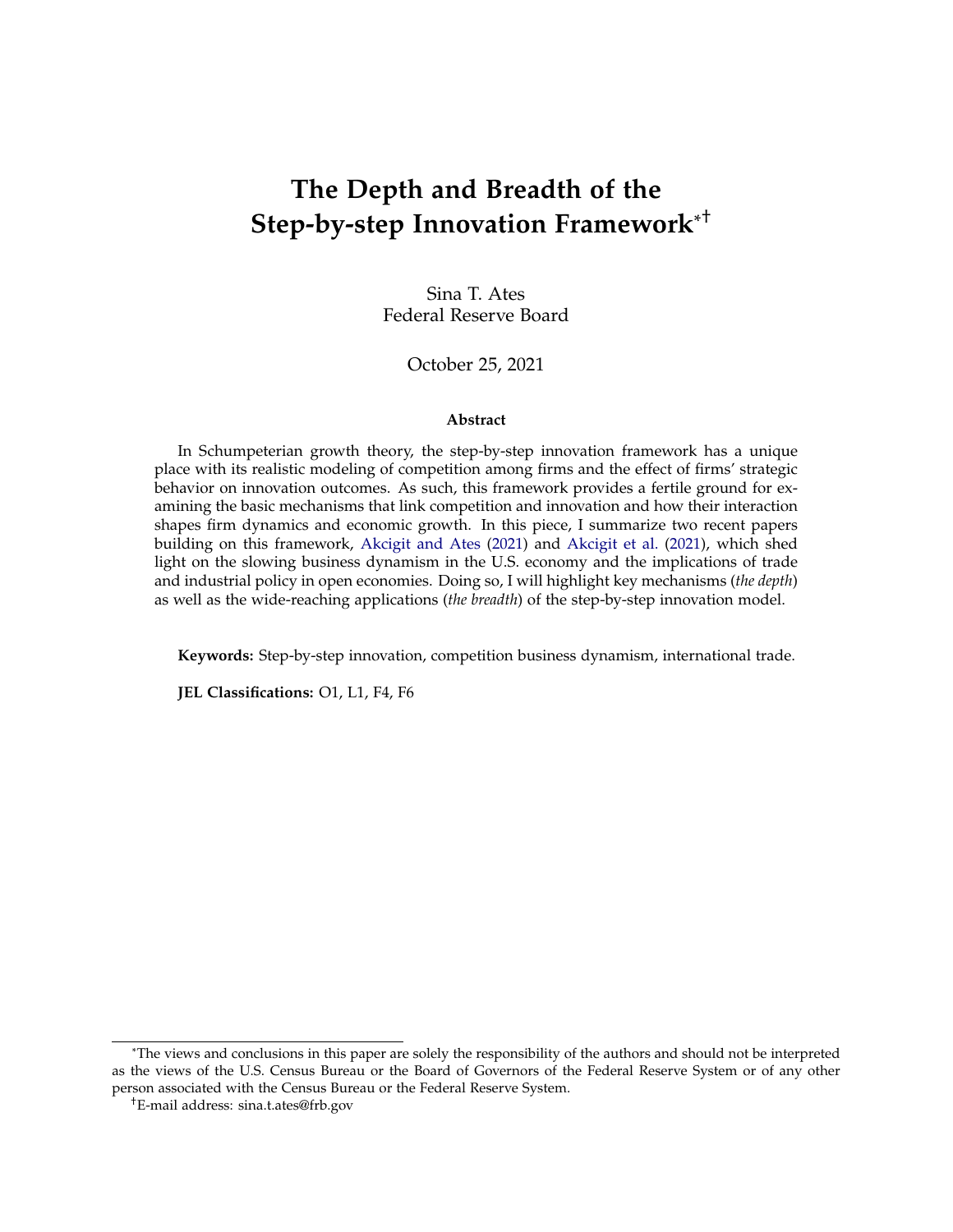# The Depth and Breadth of the Step-by-step Innovation Framework[*†]

Sina T. Ates
Federal Reserve Board

October 25, 2021

**Abstract**

In Schumpeterian growth theory, the step-by-step innovation framework has a unique place with its realistic modeling of competition among firms and the effect of firms' strategic behavior on innovation outcomes. As such, this framework provides a fertile ground for examining the basic mechanisms that link competition and innovation and how their interaction shapes firm dynamics and economic growth. In this piece, I summarize two recent papers building on this framework, Akcigit and Ates (2021) and Akcigit et al. (2021), which shed light on the slowing business dynamism in the U.S. economy and the implications of trade and industrial policy in open economies. Doing so, I will highlight key mechanisms (*the depth*) as well as the wide-reaching applications (*the breadth*) of the step-by-step innovation model.

**Keywords:** Step-by-step innovation, competition business dynamism, international trade.

**JEL Classifications:** O1, L1, F4, F6

[*]The views and conclusions in this paper are solely the responsibility of the authors and should not be interpreted as the views of the U.S. Census Bureau or the Board of Governors of the Federal Reserve System or of any other person associated with the Census Bureau or the Federal Reserve System.

[†]E-mail address: sina.t.ates@frb.gov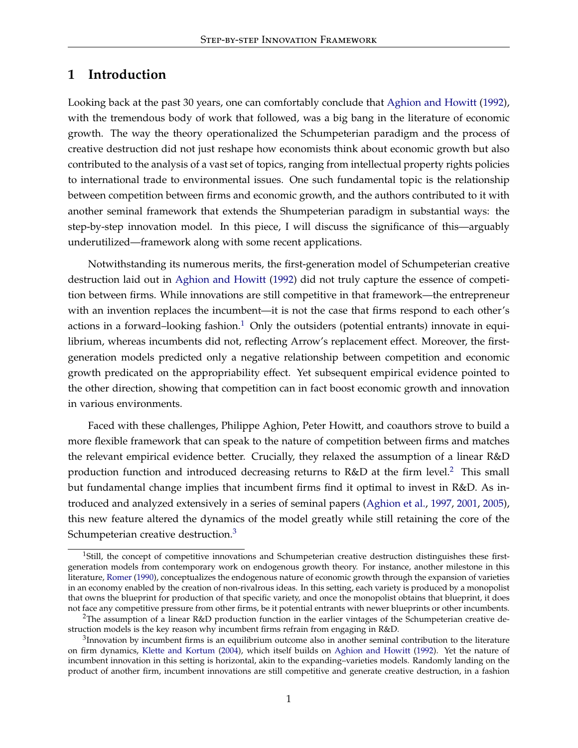## 1 Introduction

Looking back at the past 30 years, one can comfortably conclude that Aghion and Howitt (1992), with the tremendous body of work that followed, was a big bang in the literature of economic growth. The way the theory operationalized the Schumpeterian paradigm and the process of creative destruction did not just reshape how economists think about economic growth but also contributed to the analysis of a vast set of topics, ranging from intellectual property rights policies to international trade to environmental issues. One such fundamental topic is the relationship between competition between firms and economic growth, and the authors contributed to it with another seminal framework that extends the Shumpeterian paradigm in substantial ways: the step-by-step innovation model. In this piece, I will discuss the significance of this—arguably underutilized—framework along with some recent applications.

Notwithstanding its numerous merits, the first-generation model of Schumpeterian creative destruction laid out in Aghion and Howitt (1992) did not truly capture the essence of competition between firms. While innovations are still competitive in that framework—the entrepreneur with an invention replaces the incumbent—it is not the case that firms respond to each other's actions in a forward–looking fashion.[1] Only the outsiders (potential entrants) innovate in equilibrium, whereas incumbents did not, reflecting Arrow's replacement effect. Moreover, the first-generation models predicted only a negative relationship between competition and economic growth predicated on the appropriability effect. Yet subsequent empirical evidence pointed to the other direction, showing that competition can in fact boost economic growth and innovation in various environments.

Faced with these challenges, Philippe Aghion, Peter Howitt, and coauthors strove to build a more flexible framework that can speak to the nature of competition between firms and matches the relevant empirical evidence better. Crucially, they relaxed the assumption of a linear R&D production function and introduced decreasing returns to R&D at the firm level.[2] This small but fundamental change implies that incumbent firms find it optimal to invest in R&D. As introduced and analyzed extensively in a series of seminal papers (Aghion et al., 1997, 2001, 2005), this new feature altered the dynamics of the model greatly while still retaining the core of the Schumpeterian creative destruction.[3]

[1] Still, the concept of competitive innovations and Schumpeterian creative destruction distinguishes these first-generation models from contemporary work on endogenous growth theory. For instance, another milestone in this literature, Romer (1990), conceptualizes the endogenous nature of economic growth through the expansion of varieties in an economy enabled by the creation of non-rivalrous ideas. In this setting, each variety is produced by a monopolist that owns the blueprint for production of that specific variety, and once the monopolist obtains that blueprint, it does not face any competitive pressure from other firms, be it potential entrants with newer blueprints or other incumbents.

[2] The assumption of a linear R&D production function in the earlier vintages of the Schumpeterian creative destruction models is the key reason why incumbent firms refrain from engaging in R&D.

[3] Innovation by incumbent firms is an equilibrium outcome also in another seminal contribution to the literature on firm dynamics, Klette and Kortum (2004), which itself builds on Aghion and Howitt (1992). Yet the nature of incumbent innovation in this setting is horizontal, akin to the expanding–varieties models. Randomly landing on the product of another firm, incumbent innovations are still competitive and generate creative destruction, in a fashion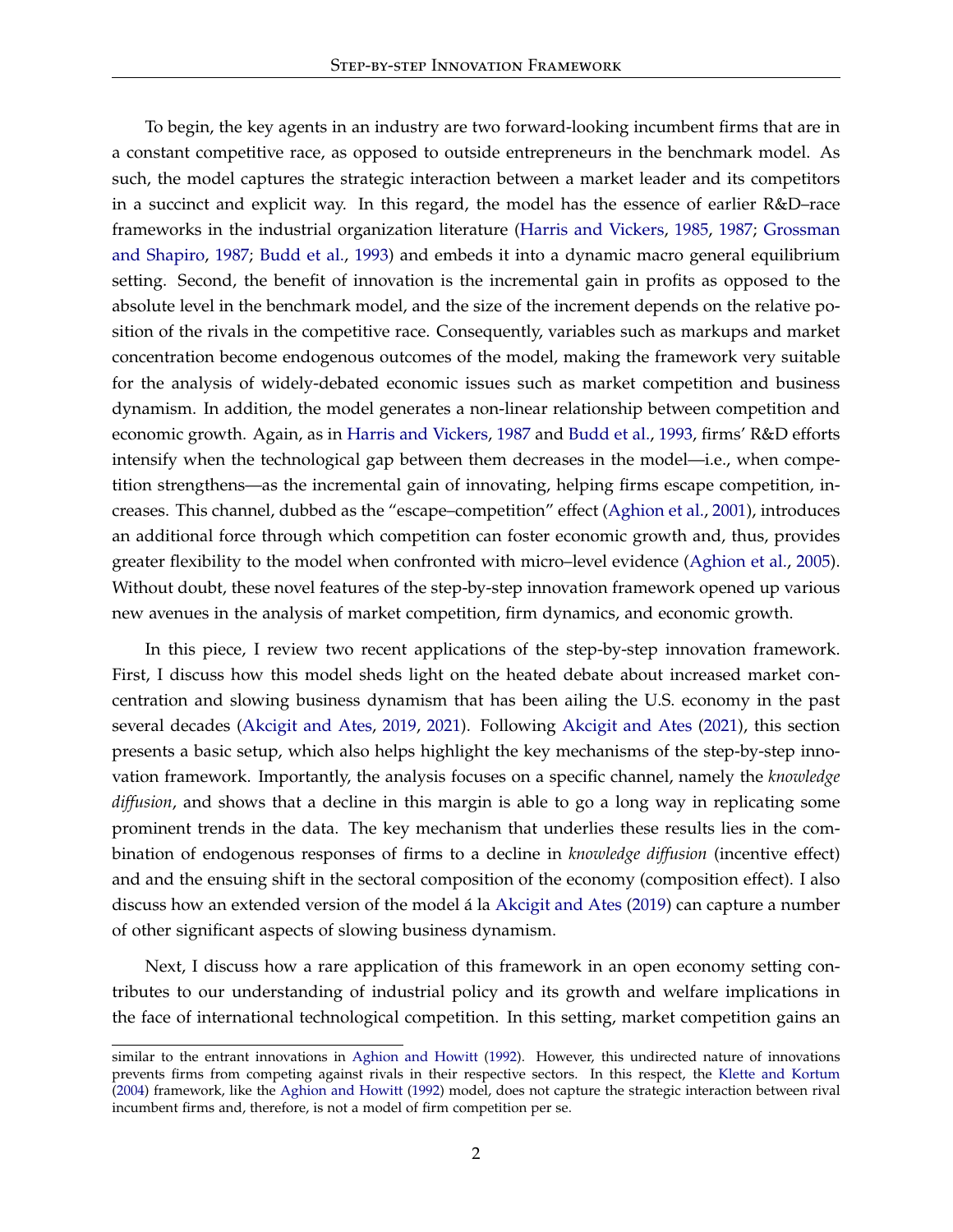To begin, the key agents in an industry are two forward-looking incumbent firms that are in a constant competitive race, as opposed to outside entrepreneurs in the benchmark model. As such, the model captures the strategic interaction between a market leader and its competitors in a succinct and explicit way. In this regard, the model has the essence of earlier R&D–race frameworks in the industrial organization literature (Harris and Vickers, 1985, 1987; Grossman and Shapiro, 1987; Budd et al., 1993) and embeds it into a dynamic macro general equilibrium setting. Second, the benefit of innovation is the incremental gain in profits as opposed to the absolute level in the benchmark model, and the size of the increment depends on the relative position of the rivals in the competitive race. Consequently, variables such as markups and market concentration become endogenous outcomes of the model, making the framework very suitable for the analysis of widely-debated economic issues such as market competition and business dynamism. In addition, the model generates a non-linear relationship between competition and economic growth. Again, as in Harris and Vickers, 1987 and Budd et al., 1993, firms' R&D efforts intensify when the technological gap between them decreases in the model—i.e., when competition strengthens—as the incremental gain of innovating, helping firms escape competition, increases. This channel, dubbed as the "escape–competition" effect (Aghion et al., 2001), introduces an additional force through which competition can foster economic growth and, thus, provides greater flexibility to the model when confronted with micro–level evidence (Aghion et al., 2005). Without doubt, these novel features of the step-by-step innovation framework opened up various new avenues in the analysis of market competition, firm dynamics, and economic growth.

In this piece, I review two recent applications of the step-by-step innovation framework. First, I discuss how this model sheds light on the heated debate about increased market concentration and slowing business dynamism that has been ailing the U.S. economy in the past several decades (Akcigit and Ates, 2019, 2021). Following Akcigit and Ates (2021), this section presents a basic setup, which also helps highlight the key mechanisms of the step-by-step innovation framework. Importantly, the analysis focuses on a specific channel, namely the *knowledge diffusion*, and shows that a decline in this margin is able to go a long way in replicating some prominent trends in the data. The key mechanism that underlies these results lies in the combination of endogenous responses of firms to a decline in *knowledge diffusion* (incentive effect) and and the ensuing shift in the sectoral composition of the economy (composition effect). I also discuss how an extended version of the model á la Akcigit and Ates (2019) can capture a number of other significant aspects of slowing business dynamism.

Next, I discuss how a rare application of this framework in an open economy setting contributes to our understanding of industrial policy and its growth and welfare implications in the face of international technological competition. In this setting, market competition gains an

similar to the entrant innovations in Aghion and Howitt (1992). However, this undirected nature of innovations prevents firms from competing against rivals in their respective sectors. In this respect, the Klette and Kortum (2004) framework, like the Aghion and Howitt (1992) model, does not capture the strategic interaction between rival incumbent firms and, therefore, is not a model of firm competition per se.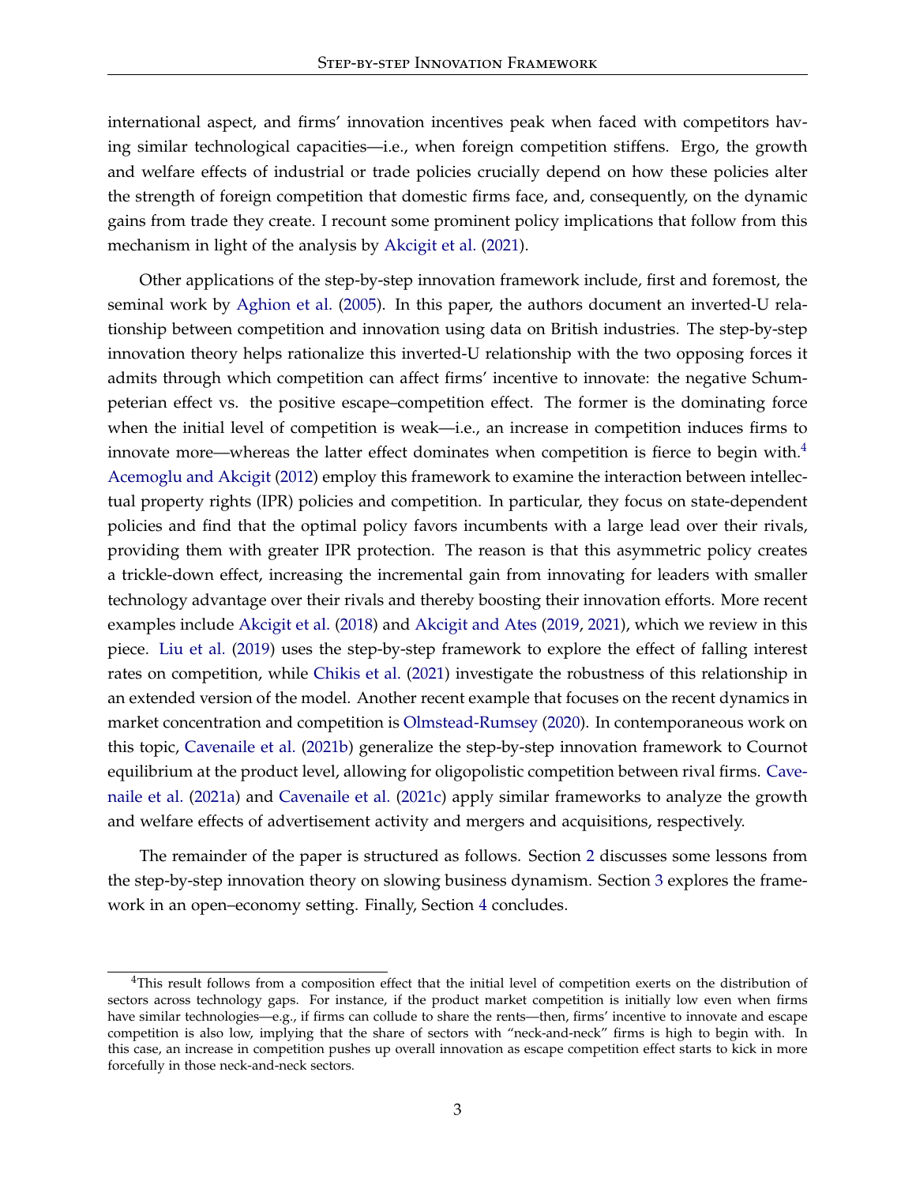international aspect, and firms' innovation incentives peak when faced with competitors having similar technological capacities—i.e., when foreign competition stiffens. Ergo, the growth and welfare effects of industrial or trade policies crucially depend on how these policies alter the strength of foreign competition that domestic firms face, and, consequently, on the dynamic gains from trade they create. I recount some prominent policy implications that follow from this mechanism in light of the analysis by Akcigit et al. (2021).

Other applications of the step-by-step innovation framework include, first and foremost, the seminal work by Aghion et al. (2005). In this paper, the authors document an inverted-U relationship between competition and innovation using data on British industries. The step-by-step innovation theory helps rationalize this inverted-U relationship with the two opposing forces it admits through which competition can affect firms' incentive to innovate: the negative Schumpeterian effect vs. the positive escape–competition effect. The former is the dominating force when the initial level of competition is weak—i.e., an increase in competition induces firms to innovate more—whereas the latter effect dominates when competition is fierce to begin with.[4] Acemoglu and Akcigit (2012) employ this framework to examine the interaction between intellectual property rights (IPR) policies and competition. In particular, they focus on state-dependent policies and find that the optimal policy favors incumbents with a large lead over their rivals, providing them with greater IPR protection. The reason is that this asymmetric policy creates a trickle-down effect, increasing the incremental gain from innovating for leaders with smaller technology advantage over their rivals and thereby boosting their innovation efforts. More recent examples include Akcigit et al. (2018) and Akcigit and Ates (2019, 2021), which we review in this piece. Liu et al. (2019) uses the step-by-step framework to explore the effect of falling interest rates on competition, while Chikis et al. (2021) investigate the robustness of this relationship in an extended version of the model. Another recent example that focuses on the recent dynamics in market concentration and competition is Olmstead-Rumsey (2020). In contemporaneous work on this topic, Cavenaile et al. (2021b) generalize the step-by-step innovation framework to Cournot equilibrium at the product level, allowing for oligopolistic competition between rival firms. Cavenaile et al. (2021a) and Cavenaile et al. (2021c) apply similar frameworks to analyze the growth and welfare effects of advertisement activity and mergers and acquisitions, respectively.

The remainder of the paper is structured as follows. Section 2 discusses some lessons from the step-by-step innovation theory on slowing business dynamism. Section 3 explores the framework in an open–economy setting. Finally, Section 4 concludes.

[4] This result follows from a composition effect that the initial level of competition exerts on the distribution of sectors across technology gaps. For instance, if the product market competition is initially low even when firms have similar technologies—e.g., if firms can collude to share the rents—then, firms' incentive to innovate and escape competition is also low, implying that the share of sectors with "neck-and-neck" firms is high to begin with. In this case, an increase in competition pushes up overall innovation as escape competition effect starts to kick in more forcefully in those neck-and-neck sectors.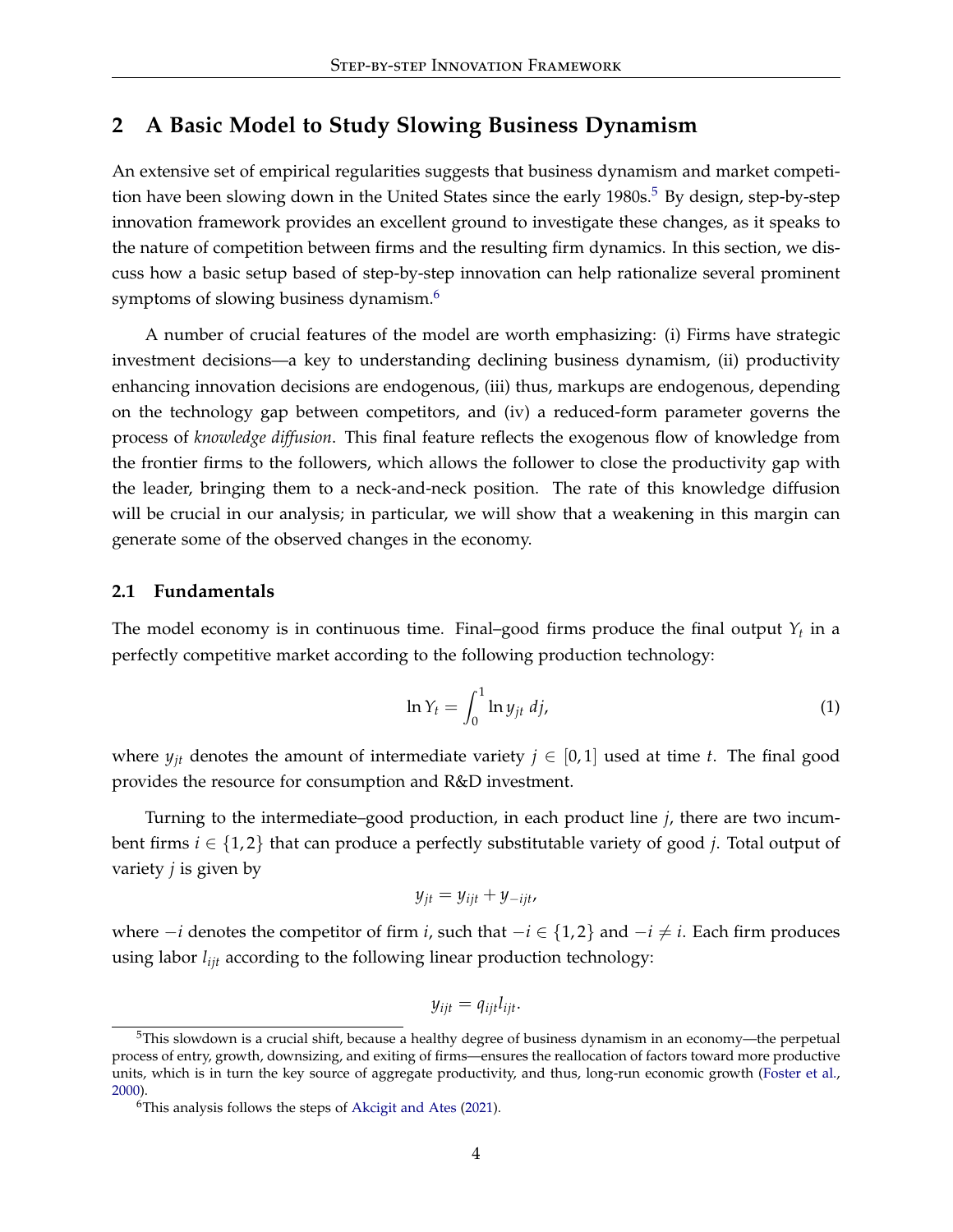## 2 A Basic Model to Study Slowing Business Dynamism

An extensive set of empirical regularities suggests that business dynamism and market competition have been slowing down in the United States since the early 1980s.[5] By design, step-by-step innovation framework provides an excellent ground to investigate these changes, as it speaks to the nature of competition between firms and the resulting firm dynamics. In this section, we discuss how a basic setup based of step-by-step innovation can help rationalize several prominent symptoms of slowing business dynamism.[6]

A number of crucial features of the model are worth emphasizing: (i) Firms have strategic investment decisions—a key to understanding declining business dynamism, (ii) productivity enhancing innovation decisions are endogenous, (iii) thus, markups are endogenous, depending on the technology gap between competitors, and (iv) a reduced-form parameter governs the process of *knowledge diffusion*. This final feature reflects the exogenous flow of knowledge from the frontier firms to the followers, which allows the follower to close the productivity gap with the leader, bringing them to a neck-and-neck position. The rate of this knowledge diffusion will be crucial in our analysis; in particular, we will show that a weakening in this margin can generate some of the observed changes in the economy.

### 2.1 Fundamentals

The model economy is in continuous time. Final–good firms produce the final output $Y_t$ in a perfectly competitive market according to the following production technology:

$$\ln Y_t = \int_0^1 \ln y_{jt} \, dj, \tag{1}$$

where $y_{jt}$ denotes the amount of intermediate variety $j \in [0, 1]$ used at time $t$. The final good provides the resource for consumption and R&D investment.

Turning to the intermediate–good production, in each product line $j$, there are two incumbent firms $i \in \{1, 2\}$ that can produce a perfectly substitutable variety of good $j$. Total output of variety $j$ is given by

$$y_{jt} = y_{ijt} + y_{-ijt},$$

where $-i$ denotes the competitor of firm $i$, such that $-i \in \{1, 2\}$ and $-i \neq i$. Each firm produces using labor $l_{ijt}$ according to the following linear production technology:

$$y_{ijt} = q_{ijt} l_{ijt}.$$

[5] This slowdown is a crucial shift, because a healthy degree of business dynamism in an economy—the perpetual process of entry, growth, downsizing, and exiting of firms—ensures the reallocation of factors toward more productive units, which is in turn the key source of aggregate productivity, and thus, long-run economic growth (Foster et al., 2000).

[6] This analysis follows the steps of Akcigit and Ates (2021).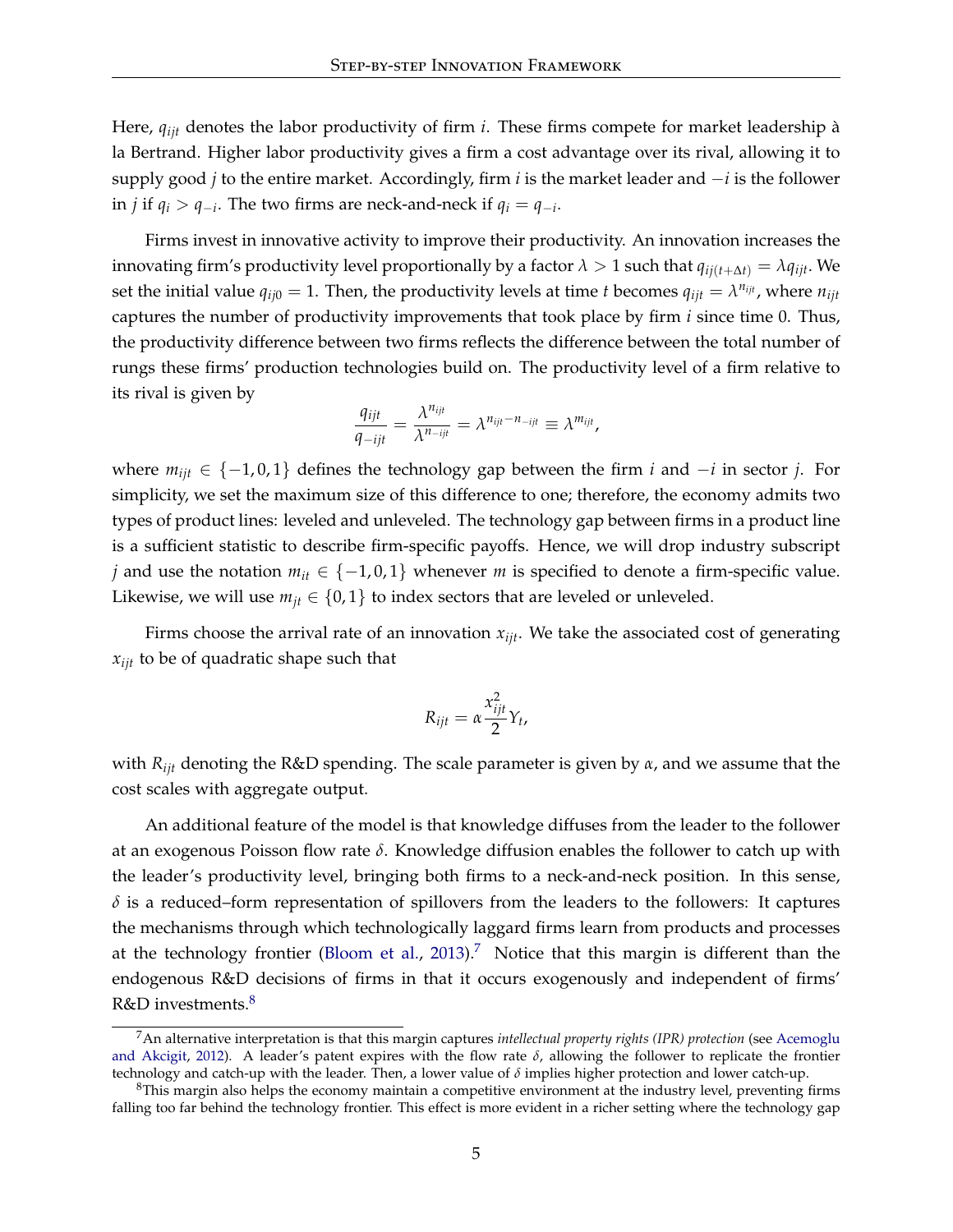Here, $q_{ijt}$ denotes the labor productivity of firm $i$. These firms compete for market leadership à la Bertrand. Higher labor productivity gives a firm a cost advantage over its rival, allowing it to supply good $j$ to the entire market. Accordingly, firm $i$ is the market leader and $-i$ is the follower in $j$ if $q_i > q_{-i}$. The two firms are neck-and-neck if $q_i = q_{-i}$.

Firms invest in innovative activity to improve their productivity. An innovation increases the innovating firm's productivity level proportionally by a factor $\lambda > 1$ such that $q_{ij(t+\Delta t)} = \lambda q_{ijt}$. We set the initial value $q_{ij0} = 1$. Then, the productivity levels at time $t$ becomes $q_{ijt} = \lambda^{n_{ijt}}$, where $n_{ijt}$ captures the number of productivity improvements that took place by firm $i$ since time 0. Thus, the productivity difference between two firms reflects the difference between the total number of rungs these firms' production technologies build on. The productivity level of a firm relative to its rival is given by

$$\frac{q_{ijt}}{q_{-ijt}} = \frac{\lambda^{n_{ijt}}}{\lambda^{n_{-ijt}}} = \lambda^{n_{ijt} - n_{-ijt}} \equiv \lambda^{m_{ijt}},$$

where $m_{ijt} \in \{-1, 0, 1\}$ defines the technology gap between the firm $i$ and $-i$ in sector $j$. For simplicity, we set the maximum size of this difference to one; therefore, the economy admits two types of product lines: leveled and unleveled. The technology gap between firms in a product line is a sufficient statistic to describe firm-specific payoffs. Hence, we will drop industry subscript $j$ and use the notation $m_{it} \in \{-1, 0, 1\}$ whenever $m$ is specified to denote a firm-specific value. Likewise, we will use $m_{jt} \in \{0, 1\}$ to index sectors that are leveled or unleveled.

Firms choose the arrival rate of an innovation $x_{ijt}$. We take the associated cost of generating $x_{ijt}$ to be of quadratic shape such that

$$R_{ijt} = \alpha \frac{x_{ijt}^2}{2} Y_t,$$

with $R_{ijt}$ denoting the R&D spending. The scale parameter is given by $\alpha$, and we assume that the cost scales with aggregate output.

An additional feature of the model is that knowledge diffuses from the leader to the follower at an exogenous Poisson flow rate $\delta$. Knowledge diffusion enables the follower to catch up with the leader's productivity level, bringing both firms to a neck-and-neck position. In this sense, $\delta$ is a reduced–form representation of spillovers from the leaders to the followers: It captures the mechanisms through which technologically laggard firms learn from products and processes at the technology frontier (Bloom et al., 2013).[7] Notice that this margin is different than the endogenous R&D decisions of firms in that it occurs exogenously and independent of firms' R&D investments.[8]

[7] An alternative interpretation is that this margin captures *intellectual property rights (IPR) protection* (see Acemoglu and Akcigit, 2012). A leader's patent expires with the flow rate $\delta$, allowing the follower to replicate the frontier technology and catch-up with the leader. Then, a lower value of $\delta$ implies higher protection and lower catch-up.

[8] This margin also helps the economy maintain a competitive environment at the industry level, preventing firms falling too far behind the technology frontier. This effect is more evident in a richer setting where the technology gap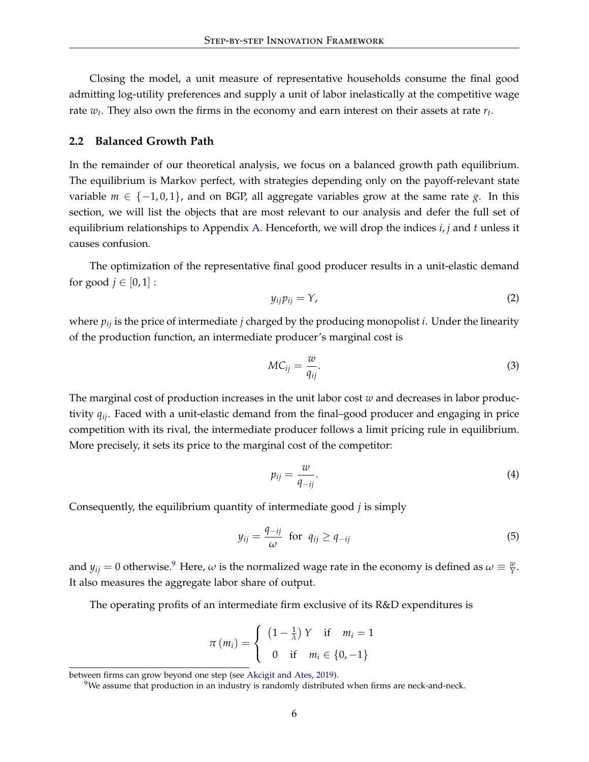Closing the model, a unit measure of representative households consume the final good admitting log-utility preferences and supply a unit of labor inelastically at the competitive wage rate $w_t$. They also own the firms in the economy and earn interest on their assets at rate $r_t$.

### 2.2 Balanced Growth Path

In the remainder of our theoretical analysis, we focus on a balanced growth path equilibrium. The equilibrium is Markov perfect, with strategies depending only on the payoff-relevant state variable $m \in \{-1, 0, 1\}$, and on BGP, all aggregate variables grow at the same rate $g$. In this section, we will list the objects that are most relevant to our analysis and defer the full set of equilibrium relationships to Appendix A. Henceforth, we will drop the indices $i$, $j$ and $t$ unless it causes confusion.

The optimization of the representative final good producer results in a unit-elastic demand for good $j \in [0, 1]$ :

$$y_{ij} p_{ij} = Y, \tag{2}$$

where $p_{ij}$ is the price of intermediate $j$ charged by the producing monopolist $i$. Under the linearity of the production function, an intermediate producer's marginal cost is

$$MC_{ij} = \frac{w}{q_{ij}}. \tag{3}$$

The marginal cost of production increases in the unit labor cost $w$ and decreases in labor productivity $q_{ij}$. Faced with a unit-elastic demand from the final–good producer and engaging in price competition with its rival, the intermediate producer follows a limit pricing rule in equilibrium. More precisely, it sets its price to the marginal cost of the competitor:

$$p_{ij} = \frac{w}{q_{-ij}}. \tag{4}$$

Consequently, the equilibrium quantity of intermediate good $j$ is simply

$$y_{ij} = \frac{q_{-ij}}{\omega} \;\; \text{for} \;\; q_{ij} \geq q_{-ij} \tag{5}$$

and $y_{ij} = 0$ otherwise.[9] Here, $\omega$ is the normalized wage rate in the economy is defined as $\omega \equiv \frac{w}{Y}$. It also measures the aggregate labor share of output.

The operating profits of an intermediate firm exclusive of its R&D expenditures is

$$\pi(m_i) = \begin{cases} \left(1 - \frac{1}{\lambda}\right) Y & \text{if} \quad m_i = 1 \\ 0 & \text{if} \quad m_i \in \{0, -1\} \end{cases}$$

between firms can grow beyond one step (see Akcigit and Ates, 2019).

[9]We assume that production in an industry is randomly distributed when firms are neck-and-neck.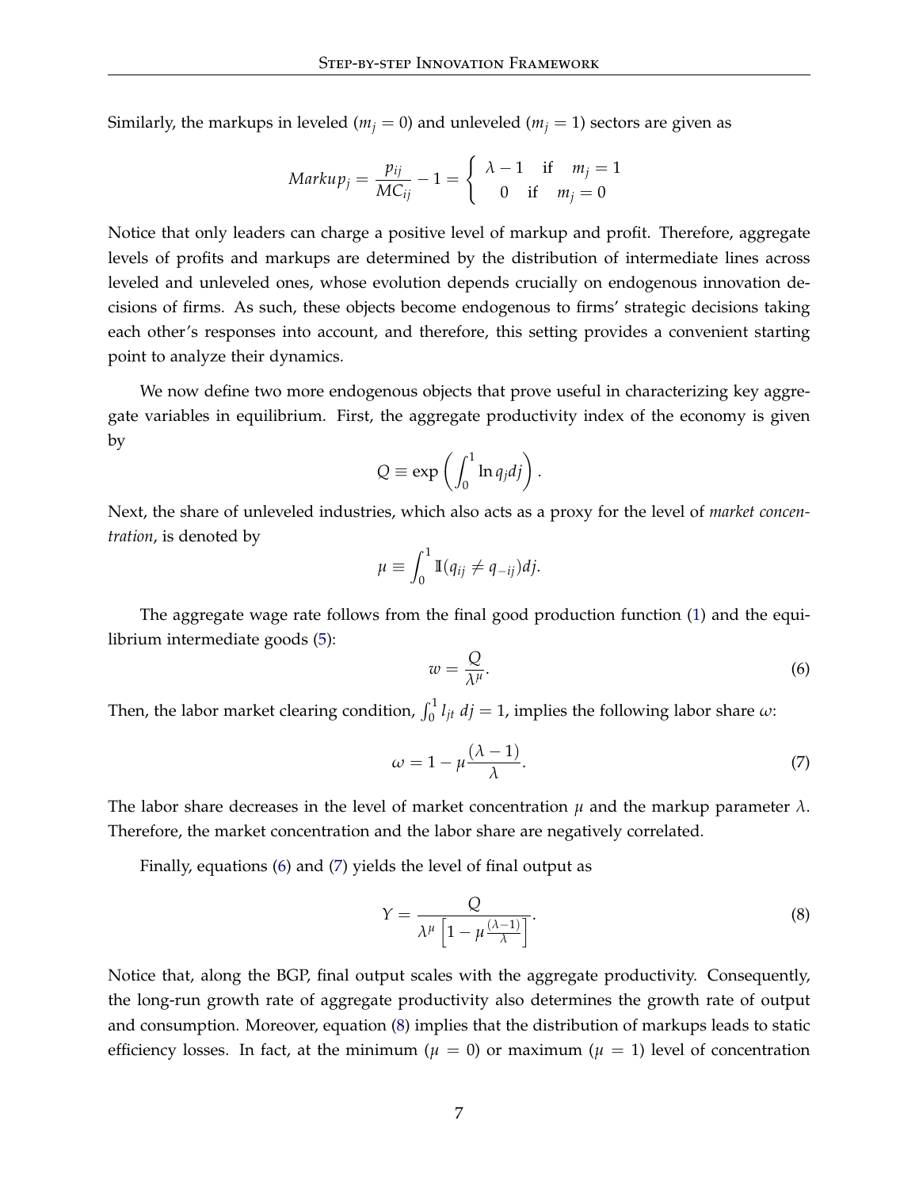Similarly, the markups in leveled ($m_j = 0$) and unleveled ($m_j = 1$) sectors are given as

$$Markup_j = \frac{p_{ij}}{MC_{ij}} - 1 = \begin{cases} \lambda - 1 & \text{if} \quad m_j = 1 \\ 0 & \text{if} \quad m_j = 0 \end{cases}$$

Notice that only leaders can charge a positive level of markup and profit. Therefore, aggregate levels of profits and markups are determined by the distribution of intermediate lines across leveled and unleveled ones, whose evolution depends crucially on endogenous innovation decisions of firms. As such, these objects become endogenous to firms' strategic decisions taking each other's responses into account, and therefore, this setting provides a convenient starting point to analyze their dynamics.

We now define two more endogenous objects that prove useful in characterizing key aggregate variables in equilibrium. First, the aggregate productivity index of the economy is given by

$$Q \equiv \exp\left(\int_0^1 \ln q_j dj\right).$$

Next, the share of unleveled industries, which also acts as a proxy for the level of *market concentration*, is denoted by

$$\mu \equiv \int_0^1 \mathbb{I}(q_{ij} \neq q_{-ij}) dj.$$

The aggregate wage rate follows from the final good production function (1) and the equilibrium intermediate goods (5):

$$w = \frac{Q}{\lambda^{\mu}}. \tag{6}$$

Then, the labor market clearing condition, $\int_0^1 l_{jt}\, dj = 1$, implies the following labor share $\omega$:

$$\omega = 1 - \mu\frac{(\lambda - 1)}{\lambda}. \tag{7}$$

The labor share decreases in the level of market concentration $\mu$ and the markup parameter $\lambda$. Therefore, the market concentration and the labor share are negatively correlated.

Finally, equations (6) and (7) yields the level of final output as

$$Y = \frac{Q}{\lambda^{\mu}\left[1 - \mu\frac{(\lambda-1)}{\lambda}\right]}. \tag{8}$$

Notice that, along the BGP, final output scales with the aggregate productivity. Consequently, the long-run growth rate of aggregate productivity also determines the growth rate of output and consumption. Moreover, equation (8) implies that the distribution of markups leads to static efficiency losses. In fact, at the minimum ($\mu = 0$) or maximum ($\mu = 1$) level of concentration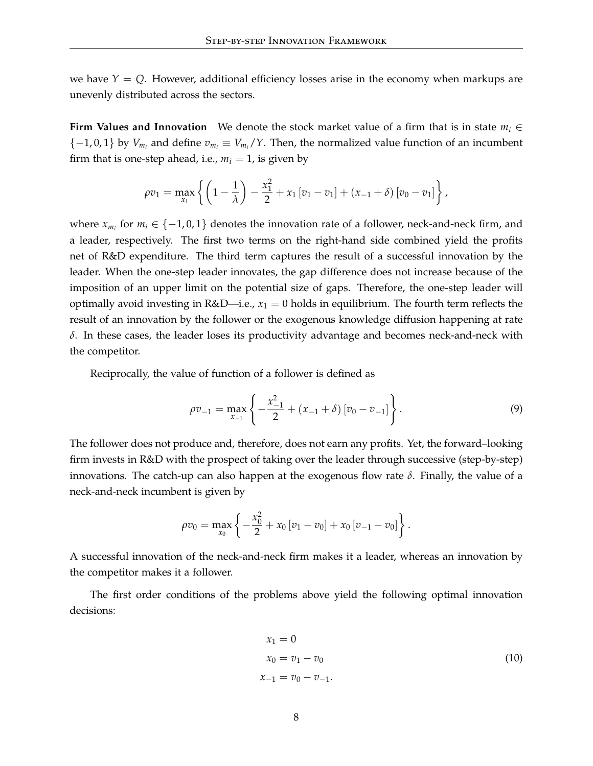we have $Y = Q$. However, additional efficiency losses arise in the economy when markups are unevenly distributed across the sectors.

**Firm Values and Innovation** We denote the stock market value of a firm that is in state $m_i \in \{-1, 0, 1\}$ by $V_{m_i}$ and define $v_{m_i} \equiv V_{m_i}/Y$. Then, the normalized value function of an incumbent firm that is one-step ahead, i.e., $m_i = 1$, is given by

$$\rho v_1 = \max_{x_1} \left\{ \left(1 - \frac{1}{\lambda}\right) - \frac{x_1^2}{2} + x_1 \left[v_1 - v_1\right] + \left(x_{-1} + \delta\right) \left[v_0 - v_1\right] \right\},$$

where $x_{m_i}$ for $m_i \in \{-1, 0, 1\}$ denotes the innovation rate of a follower, neck-and-neck firm, and a leader, respectively. The first two terms on the right-hand side combined yield the profits net of R&D expenditure. The third term captures the result of a successful innovation by the leader. When the one-step leader innovates, the gap difference does not increase because of the imposition of an upper limit on the potential size of gaps. Therefore, the one-step leader will optimally avoid investing in R&D—i.e., $x_1 = 0$ holds in equilibrium. The fourth term reflects the result of an innovation by the follower or the exogenous knowledge diffusion happening at rate $\delta$. In these cases, the leader loses its productivity advantage and becomes neck-and-neck with the competitor.

Reciprocally, the value of function of a follower is defined as

$$\rho v_{-1} = \max_{x_{-1}} \left\{ -\frac{x_{-1}^2}{2} + \left(x_{-1} + \delta\right) \left[v_0 - v_{-1}\right] \right\}. \tag{9}$$

The follower does not produce and, therefore, does not earn any profits. Yet, the forward–looking firm invests in R&D with the prospect of taking over the leader through successive (step-by-step) innovations. The catch-up can also happen at the exogenous flow rate $\delta$. Finally, the value of a neck-and-neck incumbent is given by

$$\rho v_0 = \max_{x_0} \left\{ -\frac{x_0^2}{2} + x_0 \left[v_1 - v_0\right] + x_0 \left[v_{-1} - v_0\right] \right\}.$$

A successful innovation of the neck-and-neck firm makes it a leader, whereas an innovation by the competitor makes it a follower.

The first order conditions of the problems above yield the following optimal innovation decisions:

$$\begin{aligned} x_1 &= 0 \\ x_0 &= v_1 - v_0 \\ x_{-1} &= v_0 - v_{-1}. \end{aligned} \tag{10}$$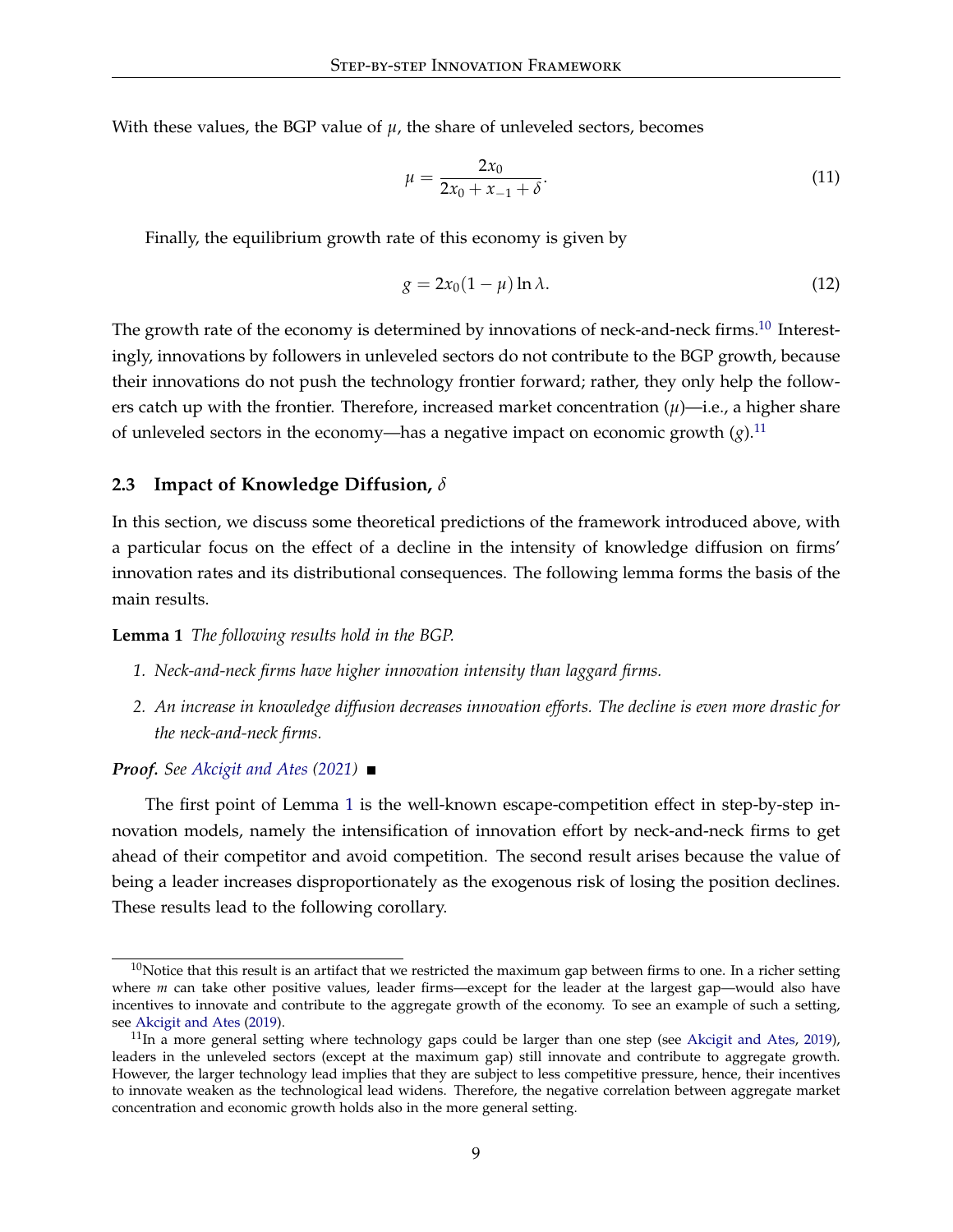With these values, the BGP value of $\mu$, the share of unleveled sectors, becomes

$$\mu = \frac{2x_0}{2x_0 + x_{-1} + \delta}. \tag{11}$$

Finally, the equilibrium growth rate of this economy is given by

$$g = 2x_0(1-\mu)\ln\lambda. \tag{12}$$

The growth rate of the economy is determined by innovations of neck-and-neck firms.[10] Interestingly, innovations by followers in unleveled sectors do not contribute to the BGP growth, because their innovations do not push the technology frontier forward; rather, they only help the followers catch up with the frontier. Therefore, increased market concentration ($\mu$)—i.e., a higher share of unleveled sectors in the economy—has a negative impact on economic growth ($g$).[11]

### 2.3 Impact of Knowledge Diffusion, $\delta$

In this section, we discuss some theoretical predictions of the framework introduced above, with a particular focus on the effect of a decline in the intensity of knowledge diffusion on firms' innovation rates and its distributional consequences. The following lemma forms the basis of the main results.

**Lemma 1** *The following results hold in the BGP.*

1. *Neck-and-neck firms have higher innovation intensity than laggard firms.*
2. *An increase in knowledge diffusion decreases innovation efforts. The decline is even more drastic for the neck-and-neck firms.*

***Proof.*** *See Akcigit and Ates (2021)* ■

The first point of Lemma 1 is the well-known escape-competition effect in step-by-step innovation models, namely the intensification of innovation effort by neck-and-neck firms to get ahead of their competitor and avoid competition. The second result arises because the value of being a leader increases disproportionately as the exogenous risk of losing the position declines. These results lead to the following corollary.

[10] Notice that this result is an artifact that we restricted the maximum gap between firms to one. In a richer setting where $m$ can take other positive values, leader firms—except for the leader at the largest gap—would also have incentives to innovate and contribute to the aggregate growth of the economy. To see an example of such a setting, see Akcigit and Ates (2019).

[11] In a more general setting where technology gaps could be larger than one step (see Akcigit and Ates, 2019), leaders in the unleveled sectors (except at the maximum gap) still innovate and contribute to aggregate growth. However, the larger technology lead implies that they are subject to less competitive pressure, hence, their incentives to innovate weaken as the technological lead widens. Therefore, the negative correlation between aggregate market concentration and economic growth holds also in the more general setting.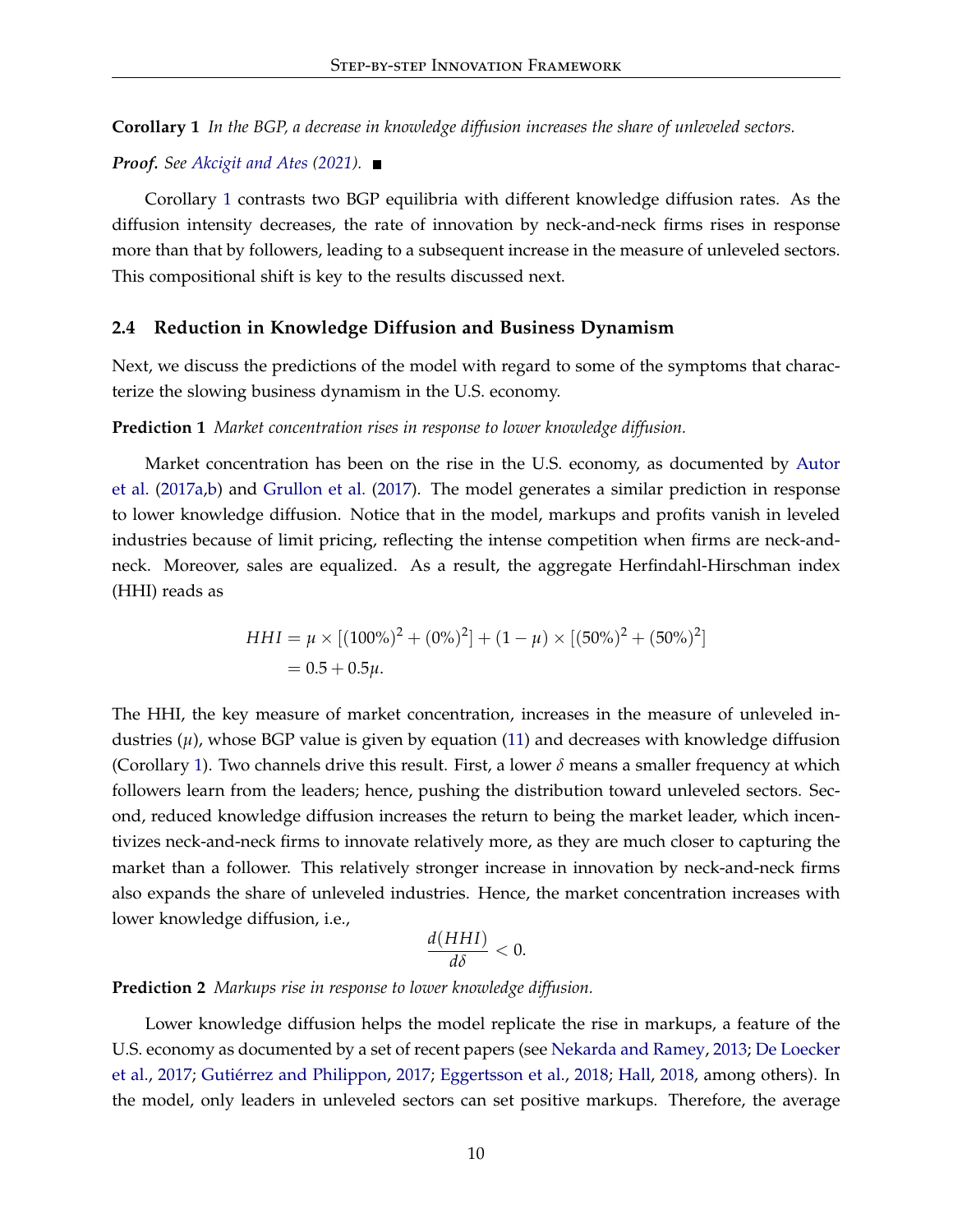**Corollary 1** *In the BGP, a decrease in knowledge diffusion increases the share of unleveled sectors.*

***Proof.*** *See Akcigit and Ates (2021).* ■

Corollary 1 contrasts two BGP equilibria with different knowledge diffusion rates. As the diffusion intensity decreases, the rate of innovation by neck-and-neck firms rises in response more than that by followers, leading to a subsequent increase in the measure of unleveled sectors. This compositional shift is key to the results discussed next.

## 2.4 Reduction in Knowledge Diffusion and Business Dynamism

Next, we discuss the predictions of the model with regard to some of the symptoms that characterize the slowing business dynamism in the U.S. economy.

**Prediction 1** *Market concentration rises in response to lower knowledge diffusion.*

Market concentration has been on the rise in the U.S. economy, as documented by Autor et al. (2017a,b) and Grullon et al. (2017). The model generates a similar prediction in response to lower knowledge diffusion. Notice that in the model, markups and profits vanish in leveled industries because of limit pricing, reflecting the intense competition when firms are neck-and-neck. Moreover, sales are equalized. As a result, the aggregate Herfindahl-Hirschman index (HHI) reads as

$$
\begin{aligned}
HHI &= \mu \times [(100\%)^2 + (0\%)^2] + (1 - \mu) \times [(50\%)^2 + (50\%)^2] \\
&= 0.5 + 0.5\mu.
\end{aligned}
$$

The HHI, the key measure of market concentration, increases in the measure of unleveled industries ($\mu$), whose BGP value is given by equation (11) and decreases with knowledge diffusion (Corollary 1). Two channels drive this result. First, a lower $\delta$ means a smaller frequency at which followers learn from the leaders; hence, pushing the distribution toward unleveled sectors. Second, reduced knowledge diffusion increases the return to being the market leader, which incentivizes neck-and-neck firms to innovate relatively more, as they are much closer to capturing the market than a follower. This relatively stronger increase in innovation by neck-and-neck firms also expands the share of unleveled industries. Hence, the market concentration increases with lower knowledge diffusion, i.e.,

$$
\frac{d(HHI)}{d\delta} < 0.
$$

**Prediction 2** *Markups rise in response to lower knowledge diffusion.*

Lower knowledge diffusion helps the model replicate the rise in markups, a feature of the U.S. economy as documented by a set of recent papers (see Nekarda and Ramey, 2013; De Loecker et al., 2017; Gutiérrez and Philippon, 2017; Eggertsson et al., 2018; Hall, 2018, among others). In the model, only leaders in unleveled sectors can set positive markups. Therefore, the average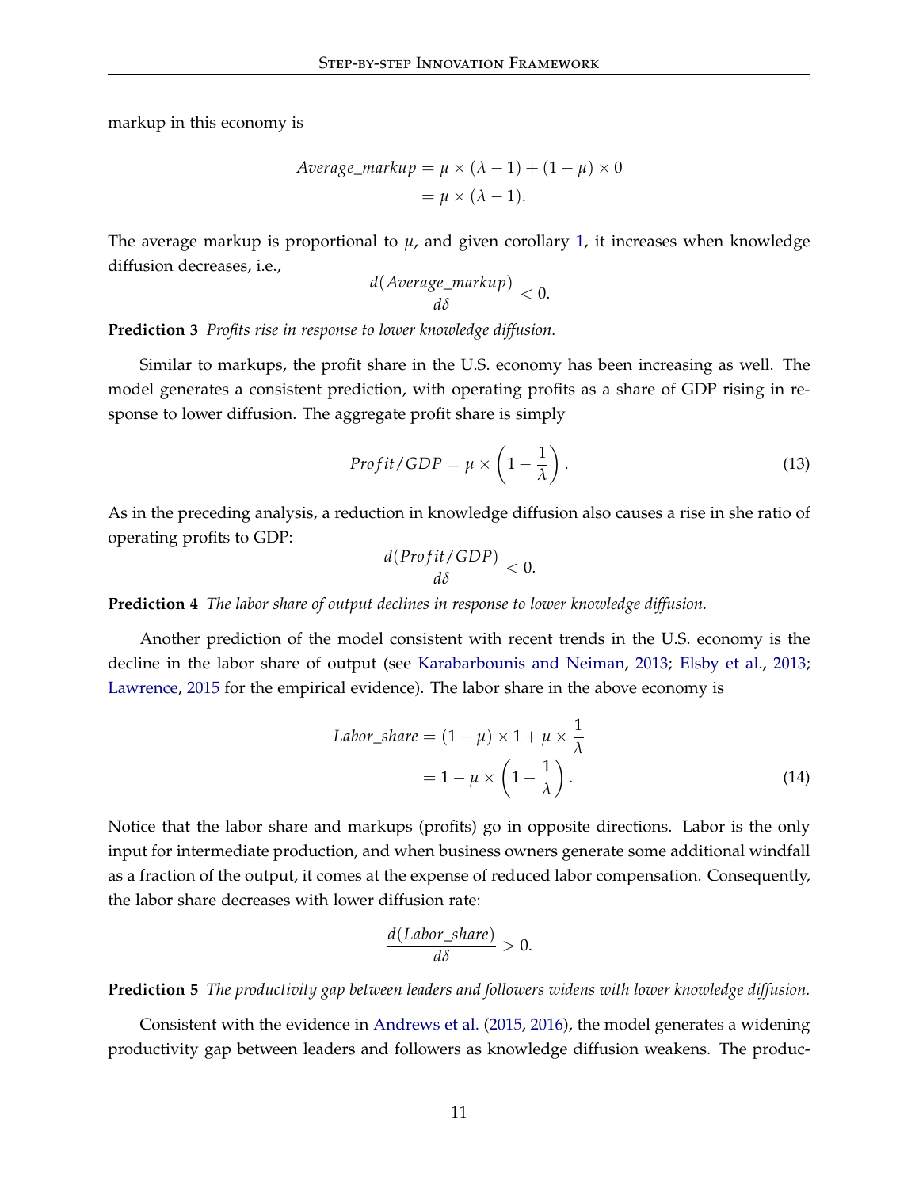markup in this economy is

$$
\begin{aligned}
Average\_markup &= \mu \times (\lambda - 1) + (1 - \mu) \times 0 \\
&= \mu \times (\lambda - 1).
\end{aligned}
$$

The average markup is proportional to $\mu$, and given corollary 1, it increases when knowledge diffusion decreases, i.e.,

$$
\frac{d(Average\_markup)}{d\delta} < 0.
$$

**Prediction 3** *Profits rise in response to lower knowledge diffusion.*

Similar to markups, the profit share in the U.S. economy has been increasing as well. The model generates a consistent prediction, with operating profits as a share of GDP rising in response to lower diffusion. The aggregate profit share is simply

$$
Profit/GDP = \mu \times \left(1 - \frac{1}{\lambda}\right). \tag{13}
$$

As in the preceding analysis, a reduction in knowledge diffusion also causes a rise in she ratio of operating profits to GDP:

$$
\frac{d(Profit/GDP)}{d\delta} < 0.
$$

**Prediction 4** *The labor share of output declines in response to lower knowledge diffusion.*

Another prediction of the model consistent with recent trends in the U.S. economy is the decline in the labor share of output (see Karabarbounis and Neiman, 2013; Elsby et al., 2013; Lawrence, 2015 for the empirical evidence). The labor share in the above economy is

$$
\begin{aligned}
Labor\_share &= (1 - \mu) \times 1 + \mu \times \frac{1}{\lambda} \\
&= 1 - \mu \times \left(1 - \frac{1}{\lambda}\right).
\end{aligned} \tag{14}
$$

Notice that the labor share and markups (profits) go in opposite directions. Labor is the only input for intermediate production, and when business owners generate some additional windfall as a fraction of the output, it comes at the expense of reduced labor compensation. Consequently, the labor share decreases with lower diffusion rate:

$$
\frac{d(Labor\_share)}{d\delta} > 0.
$$

**Prediction 5** *The productivity gap between leaders and followers widens with lower knowledge diffusion.*

Consistent with the evidence in Andrews et al. (2015, 2016), the model generates a widening productivity gap between leaders and followers as knowledge diffusion weakens. The produc-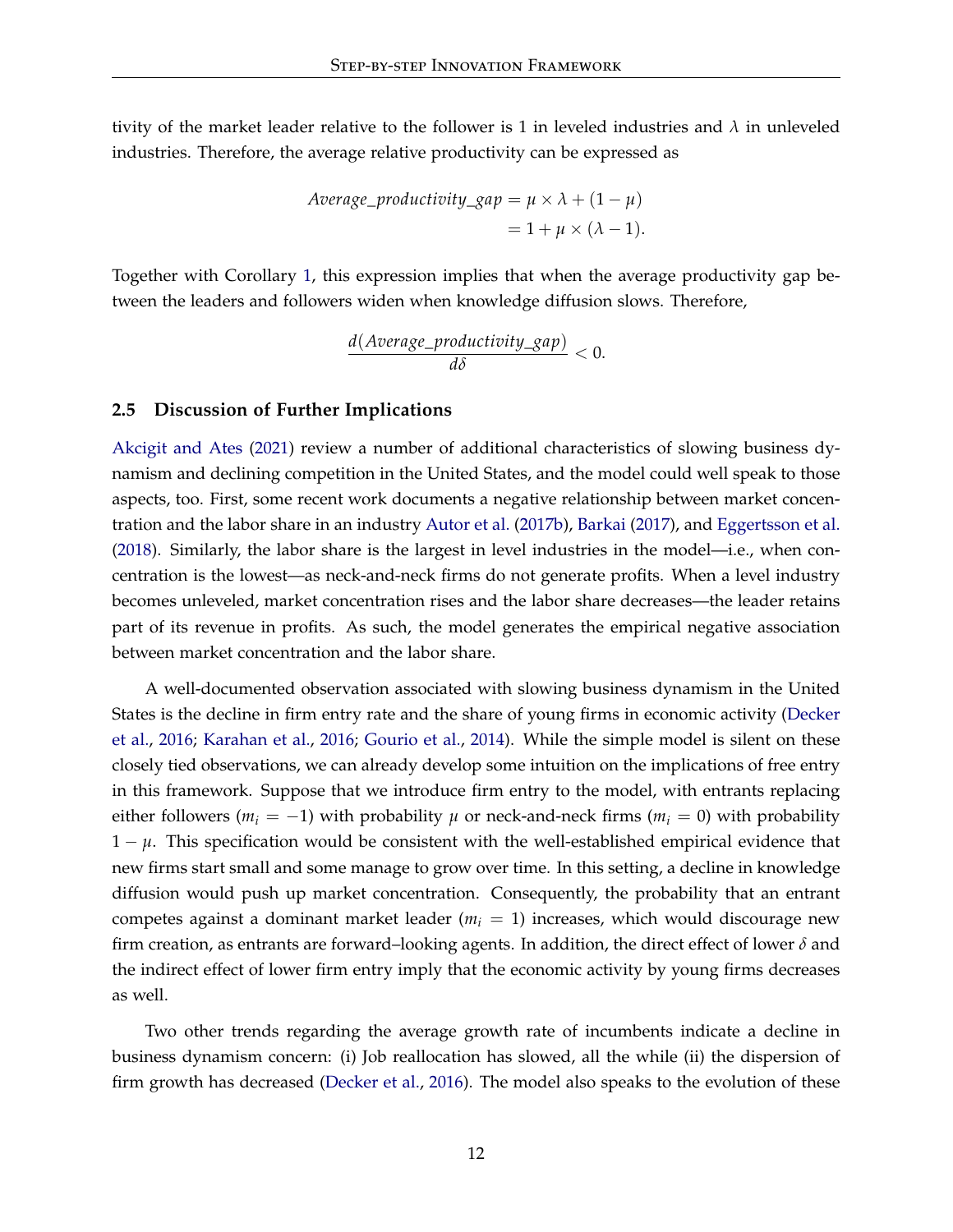tivity of the market leader relative to the follower is 1 in leveled industries and $\lambda$ in unleveled industries. Therefore, the average relative productivity can be expressed as

$$
\begin{aligned}
Average\_productivity\_gap &= \mu \times \lambda + (1 - \mu) \\
&= 1 + \mu \times (\lambda - 1).
\end{aligned}
$$

Together with Corollary 1, this expression implies that when the average productivity gap between the leaders and followers widen when knowledge diffusion slows. Therefore,

$$
\frac{d(Average\_productivity\_gap)}{d\delta} < 0.
$$

### 2.5 Discussion of Further Implications

Akcigit and Ates (2021) review a number of additional characteristics of slowing business dynamism and declining competition in the United States, and the model could well speak to those aspects, too. First, some recent work documents a negative relationship between market concentration and the labor share in an industry Autor et al. (2017b), Barkai (2017), and Eggertsson et al. (2018). Similarly, the labor share is the largest in level industries in the model—i.e., when concentration is the lowest—as neck-and-neck firms do not generate profits. When a level industry becomes unleveled, market concentration rises and the labor share decreases—the leader retains part of its revenue in profits. As such, the model generates the empirical negative association between market concentration and the labor share.

A well-documented observation associated with slowing business dynamism in the United States is the decline in firm entry rate and the share of young firms in economic activity (Decker et al., 2016; Karahan et al., 2016; Gourio et al., 2014). While the simple model is silent on these closely tied observations, we can already develop some intuition on the implications of free entry in this framework. Suppose that we introduce firm entry to the model, with entrants replacing either followers ($m_i = -1$) with probability $\mu$ or neck-and-neck firms ($m_i = 0$) with probability $1 - \mu$. This specification would be consistent with the well-established empirical evidence that new firms start small and some manage to grow over time. In this setting, a decline in knowledge diffusion would push up market concentration. Consequently, the probability that an entrant competes against a dominant market leader ($m_i = 1$) increases, which would discourage new firm creation, as entrants are forward–looking agents. In addition, the direct effect of lower $\delta$ and the indirect effect of lower firm entry imply that the economic activity by young firms decreases as well.

Two other trends regarding the average growth rate of incumbents indicate a decline in business dynamism concern: (i) Job reallocation has slowed, all the while (ii) the dispersion of firm growth has decreased (Decker et al., 2016). The model also speaks to the evolution of these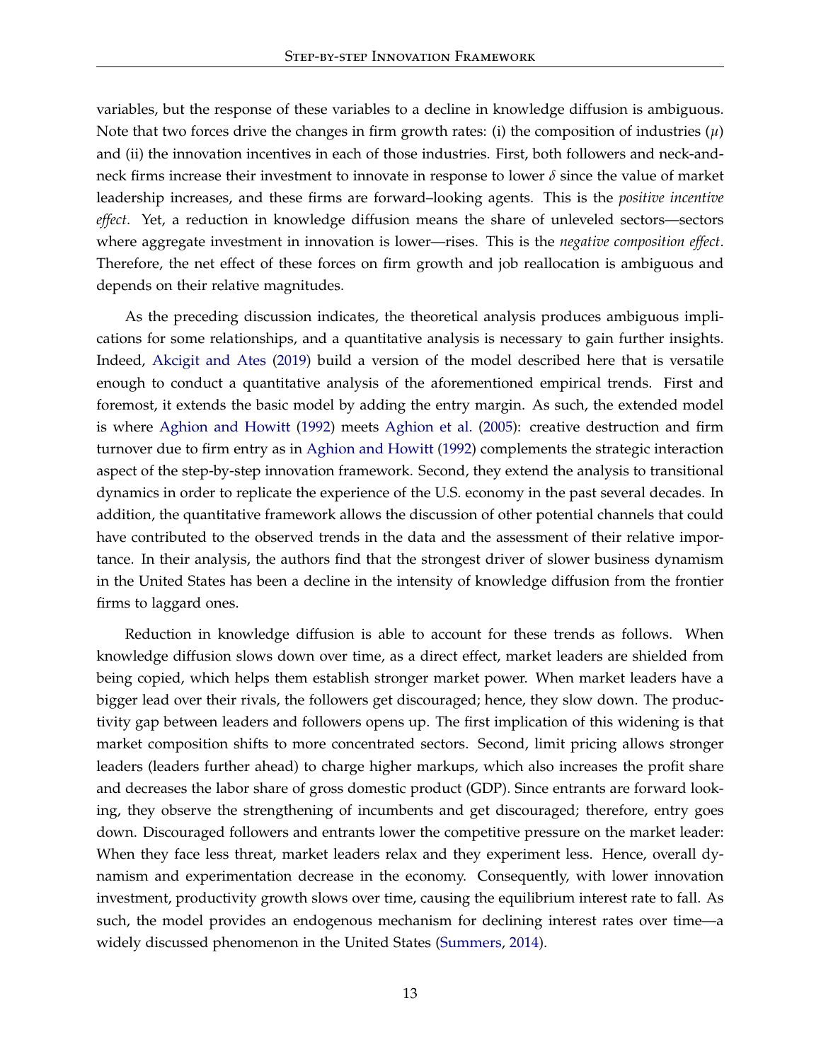variables, but the response of these variables to a decline in knowledge diffusion is ambiguous. Note that two forces drive the changes in firm growth rates: (i) the composition of industries ($\mu$) and (ii) the innovation incentives in each of those industries. First, both followers and neck-and-neck firms increase their investment to innovate in response to lower $\delta$ since the value of market leadership increases, and these firms are forward–looking agents. This is the *positive incentive effect*. Yet, a reduction in knowledge diffusion means the share of unleveled sectors—sectors where aggregate investment in innovation is lower—rises. This is the *negative composition effect*. Therefore, the net effect of these forces on firm growth and job reallocation is ambiguous and depends on their relative magnitudes.

As the preceding discussion indicates, the theoretical analysis produces ambiguous implications for some relationships, and a quantitative analysis is necessary to gain further insights. Indeed, Akcigit and Ates (2019) build a version of the model described here that is versatile enough to conduct a quantitative analysis of the aforementioned empirical trends. First and foremost, it extends the basic model by adding the entry margin. As such, the extended model is where Aghion and Howitt (1992) meets Aghion et al. (2005): creative destruction and firm turnover due to firm entry as in Aghion and Howitt (1992) complements the strategic interaction aspect of the step-by-step innovation framework. Second, they extend the analysis to transitional dynamics in order to replicate the experience of the U.S. economy in the past several decades. In addition, the quantitative framework allows the discussion of other potential channels that could have contributed to the observed trends in the data and the assessment of their relative importance. In their analysis, the authors find that the strongest driver of slower business dynamism in the United States has been a decline in the intensity of knowledge diffusion from the frontier firms to laggard ones.

Reduction in knowledge diffusion is able to account for these trends as follows. When knowledge diffusion slows down over time, as a direct effect, market leaders are shielded from being copied, which helps them establish stronger market power. When market leaders have a bigger lead over their rivals, the followers get discouraged; hence, they slow down. The productivity gap between leaders and followers opens up. The first implication of this widening is that market composition shifts to more concentrated sectors. Second, limit pricing allows stronger leaders (leaders further ahead) to charge higher markups, which also increases the profit share and decreases the labor share of gross domestic product (GDP). Since entrants are forward looking, they observe the strengthening of incumbents and get discouraged; therefore, entry goes down. Discouraged followers and entrants lower the competitive pressure on the market leader: When they face less threat, market leaders relax and they experiment less. Hence, overall dynamism and experimentation decrease in the economy. Consequently, with lower innovation investment, productivity growth slows over time, causing the equilibrium interest rate to fall. As such, the model provides an endogenous mechanism for declining interest rates over time—a widely discussed phenomenon in the United States (Summers, 2014).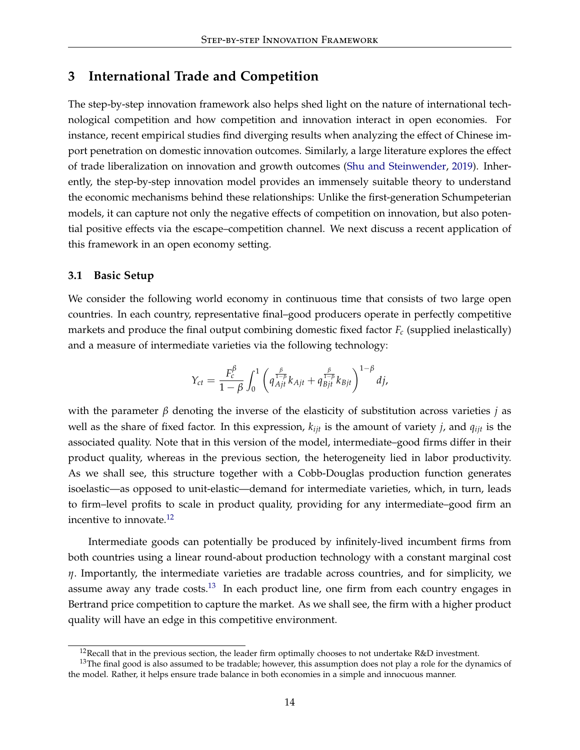## 3 International Trade and Competition

The step-by-step innovation framework also helps shed light on the nature of international technological competition and how competition and innovation interact in open economies. For instance, recent empirical studies find diverging results when analyzing the effect of Chinese import penetration on domestic innovation outcomes. Similarly, a large literature explores the effect of trade liberalization on innovation and growth outcomes (Shu and Steinwender, 2019). Inherently, the step-by-step innovation model provides an immensely suitable theory to understand the economic mechanisms behind these relationships: Unlike the first-generation Schumpeterian models, it can capture not only the negative effects of competition on innovation, but also potential positive effects via the escape–competition channel. We next discuss a recent application of this framework in an open economy setting.

### 3.1 Basic Setup

We consider the following world economy in continuous time that consists of two large open countries. In each country, representative final–good producers operate in perfectly competitive markets and produce the final output combining domestic fixed factor $F_c$ (supplied inelastically) and a measure of intermediate varieties via the following technology:

$$Y_{ct} = \frac{F_c^{\beta}}{1-\beta} \int_0^1 \left( q_{Ajt}^{\frac{\beta}{1-\beta}} k_{Ajt} + q_{Bjt}^{\frac{\beta}{1-\beta}} k_{Bjt} \right)^{1-\beta} dj,$$

with the parameter $\beta$ denoting the inverse of the elasticity of substitution across varieties $j$ as well as the share of fixed factor. In this expression, $k_{ijt}$ is the amount of variety $j$, and $q_{ijt}$ is the associated quality. Note that in this version of the model, intermediate–good firms differ in their product quality, whereas in the previous section, the heterogeneity lied in labor productivity. As we shall see, this structure together with a Cobb-Douglas production function generates isoelastic—as opposed to unit-elastic—demand for intermediate varieties, which, in turn, leads to firm–level profits to scale in product quality, providing for any intermediate–good firm an incentive to innovate.[12]

Intermediate goods can potentially be produced by infinitely-lived incumbent firms from both countries using a linear round-about production technology with a constant marginal cost $\eta$. Importantly, the intermediate varieties are tradable across countries, and for simplicity, we assume away any trade costs.[13] In each product line, one firm from each country engages in Bertrand price competition to capture the market. As we shall see, the firm with a higher product quality will have an edge in this competitive environment.

[12] Recall that in the previous section, the leader firm optimally chooses to not undertake R&D investment.

[13] The final good is also assumed to be tradable; however, this assumption does not play a role for the dynamics of the model. Rather, it helps ensure trade balance in both economies in a simple and innocuous manner.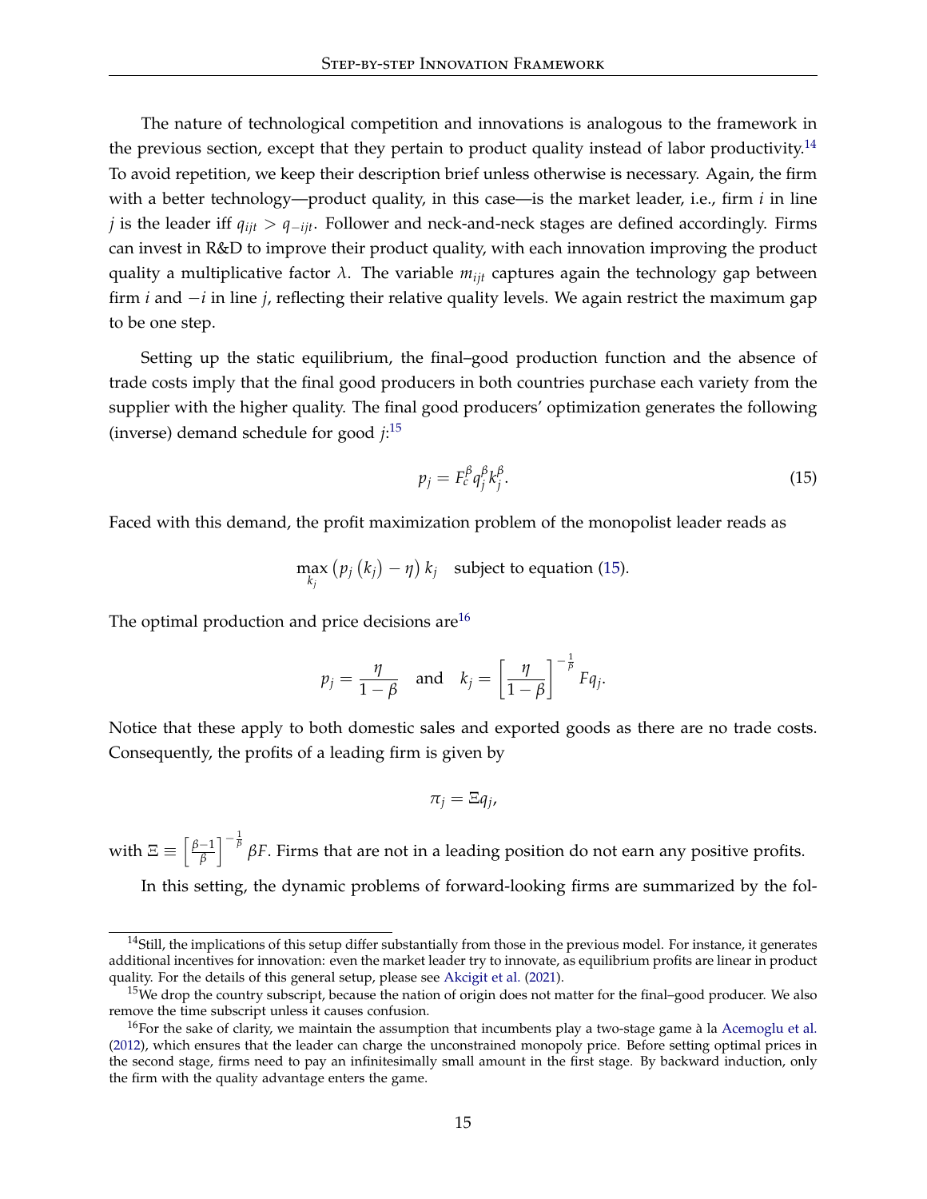The nature of technological competition and innovations is analogous to the framework in the previous section, except that they pertain to product quality instead of labor productivity.[14] To avoid repetition, we keep their description brief unless otherwise is necessary. Again, the firm with a better technology—product quality, in this case—is the market leader, i.e., firm $i$ in line $j$ is the leader iff $q_{ijt} > q_{-ijt}$. Follower and neck-and-neck stages are defined accordingly. Firms can invest in R&D to improve their product quality, with each innovation improving the product quality a multiplicative factor $\lambda$. The variable $m_{ijt}$ captures again the technology gap between firm $i$ and $-i$ in line $j$, reflecting their relative quality levels. We again restrict the maximum gap to be one step.

Setting up the static equilibrium, the final–good production function and the absence of trade costs imply that the final good producers in both countries purchase each variety from the supplier with the higher quality. The final good producers' optimization generates the following (inverse) demand schedule for good $j$:[15]

$$p_j = F_c^{\beta} q_j^{\beta} k_j^{\beta}. \tag{15}$$

Faced with this demand, the profit maximization problem of the monopolist leader reads as

$$\max_{k_j} \left(p_j\left(k_j\right) - \eta\right) k_j \quad \text{subject to equation (15).}$$

The optimal production and price decisions are[16]

$$p_j = \frac{\eta}{1-\beta} \quad \text{and} \quad k_j = \left[\frac{\eta}{1-\beta}\right]^{-\frac{1}{\beta}} F q_j.$$

Notice that these apply to both domestic sales and exported goods as there are no trade costs. Consequently, the profits of a leading firm is given by

$$\pi_j = \Xi q_j,$$

with $\Xi \equiv \left[\frac{\beta-1}{\beta}\right]^{-\frac{1}{\beta}} \beta F$. Firms that are not in a leading position do not earn any positive profits.

In this setting, the dynamic problems of forward-looking firms are summarized by the fol-

---

[14] Still, the implications of this setup differ substantially from those in the previous model. For instance, it generates additional incentives for innovation: even the market leader try to innovate, as equilibrium profits are linear in product quality. For the details of this general setup, please see Akcigit et al. (2021).

[15] We drop the country subscript, because the nation of origin does not matter for the final–good producer. We also remove the time subscript unless it causes confusion.

[16] For the sake of clarity, we maintain the assumption that incumbents play a two-stage game à la Acemoglu et al. (2012), which ensures that the leader can charge the unconstrained monopoly price. Before setting optimal prices in the second stage, firms need to pay an infinitesimally small amount in the first stage. By backward induction, only the firm with the quality advantage enters the game.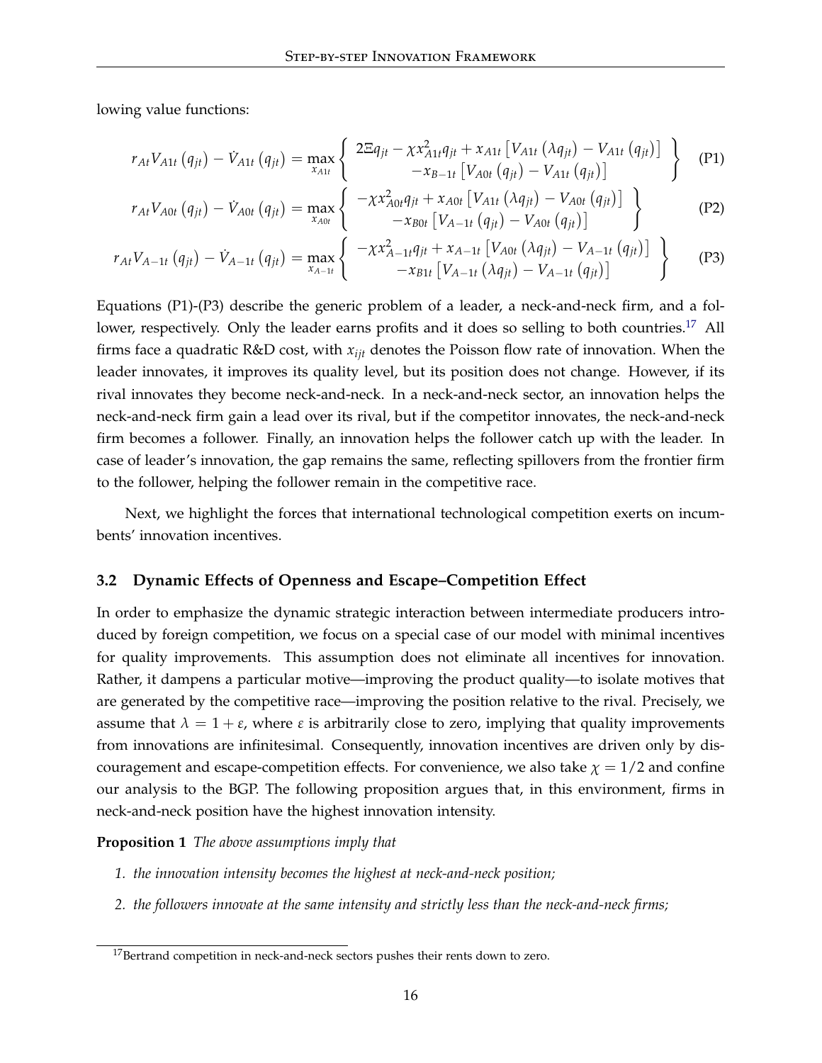lowing value functions:

$$r_{At}V_{A1t}\left(q_{jt}\right)-\dot{V}_{A1t}\left(q_{jt}\right)=\max_{x_{A1t}}\left\{\begin{array}{c}2\Xi q_{jt}-\chi x_{A1t}^{2}q_{jt}+x_{A1t}\left[V_{A1t}\left(\lambda q_{jt}\right)-V_{A1t}\left(q_{jt}\right)\right]\\-x_{B-1t}\left[V_{A0t}\left(q_{jt}\right)-V_{A1t}\left(q_{jt}\right)\right]\end{array}\right\} \tag{P1}$$

$$r_{At}V_{A0t}\left(q_{jt}\right)-\dot{V}_{A0t}\left(q_{jt}\right)=\max_{x_{A0t}}\left\{\begin{array}{c}-\chi x_{A0t}^{2}q_{jt}+x_{A0t}\left[V_{A1t}\left(\lambda q_{jt}\right)-V_{A0t}\left(q_{jt}\right)\right]\\-x_{B0t}\left[V_{A-1t}\left(q_{jt}\right)-V_{A0t}\left(q_{jt}\right)\right]\end{array}\right\} \tag{P2}$$

$$r_{At}V_{A-1t}\left(q_{jt}\right)-\dot{V}_{A-1t}\left(q_{jt}\right)=\max_{x_{A-1t}}\left\{\begin{array}{c}-\chi x_{A-1t}^{2}q_{jt}+x_{A-1t}\left[V_{A0t}\left(\lambda q_{jt}\right)-V_{A-1t}\left(q_{jt}\right)\right]\\-x_{B1t}\left[V_{A-1t}\left(\lambda q_{jt}\right)-V_{A-1t}\left(q_{jt}\right)\right]\end{array}\right\} \tag{P3}$$

Equations (P1)-(P3) describe the generic problem of a leader, a neck-and-neck firm, and a follower, respectively. Only the leader earns profits and it does so selling to both countries.[17] All firms face a quadratic R&D cost, with $x_{ijt}$ denotes the Poisson flow rate of innovation. When the leader innovates, it improves its quality level, but its position does not change. However, if its rival innovates they become neck-and-neck. In a neck-and-neck sector, an innovation helps the neck-and-neck firm gain a lead over its rival, but if the competitor innovates, the neck-and-neck firm becomes a follower. Finally, an innovation helps the follower catch up with the leader. In case of leader's innovation, the gap remains the same, reflecting spillovers from the frontier firm to the follower, helping the follower remain in the competitive race.

Next, we highlight the forces that international technological competition exerts on incumbents' innovation incentives.

### 3.2 Dynamic Effects of Openness and Escape–Competition Effect

In order to emphasize the dynamic strategic interaction between intermediate producers introduced by foreign competition, we focus on a special case of our model with minimal incentives for quality improvements. This assumption does not eliminate all incentives for innovation. Rather, it dampens a particular motive—improving the product quality—to isolate motives that are generated by the competitive race—improving the position relative to the rival. Precisely, we assume that $\lambda = 1 + \varepsilon$, where $\varepsilon$ is arbitrarily close to zero, implying that quality improvements from innovations are infinitesimal. Consequently, innovation incentives are driven only by discouragement and escape-competition effects. For convenience, we also take $\chi = 1/2$ and confine our analysis to the BGP. The following proposition argues that, in this environment, firms in neck-and-neck position have the highest innovation intensity.

**Proposition 1** *The above assumptions imply that*

1. *the innovation intensity becomes the highest at neck-and-neck position;*
2. *the followers innovate at the same intensity and strictly less than the neck-and-neck firms;*

[17] Bertrand competition in neck-and-neck sectors pushes their rents down to zero.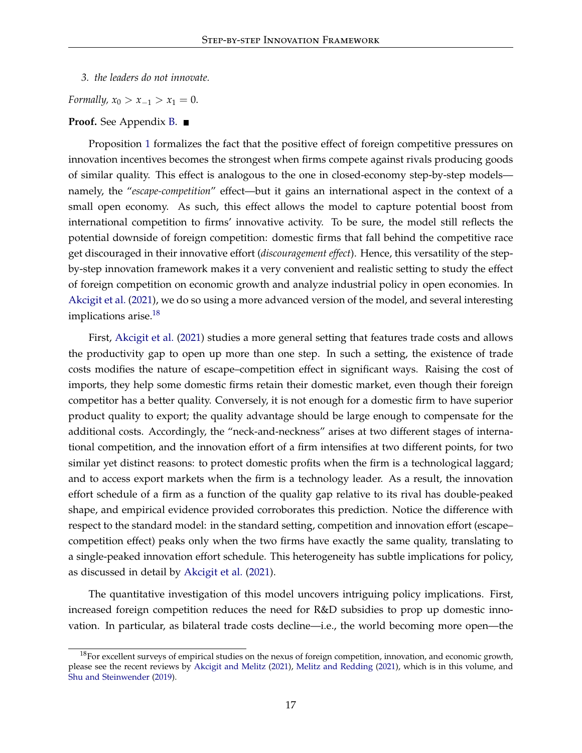*3. the leaders do not innovate.*

*Formally,* $x_0 > x_{-1} > x_1 = 0$.

**Proof.** See Appendix B. ∎

Proposition 1 formalizes the fact that the positive effect of foreign competitive pressures on innovation incentives becomes the strongest when firms compete against rivals producing goods of similar quality. This effect is analogous to the one in closed-economy step-by-step models—namely, the "*escape-competition*" effect—but it gains an international aspect in the context of a small open economy. As such, this effect allows the model to capture potential boost from international competition to firms' innovative activity. To be sure, the model still reflects the potential downside of foreign competition: domestic firms that fall behind the competitive race get discouraged in their innovative effort (*discouragement effect*). Hence, this versatility of the step-by-step innovation framework makes it a very convenient and realistic setting to study the effect of foreign competition on economic growth and analyze industrial policy in open economies. In Akcigit et al. (2021), we do so using a more advanced version of the model, and several interesting implications arise.[18]

First, Akcigit et al. (2021) studies a more general setting that features trade costs and allows the productivity gap to open up more than one step. In such a setting, the existence of trade costs modifies the nature of escape–competition effect in significant ways. Raising the cost of imports, they help some domestic firms retain their domestic market, even though their foreign competitor has a better quality. Conversely, it is not enough for a domestic firm to have superior product quality to export; the quality advantage should be large enough to compensate for the additional costs. Accordingly, the "neck-and-neckness" arises at two different stages of international competition, and the innovation effort of a firm intensifies at two different points, for two similar yet distinct reasons: to protect domestic profits when the firm is a technological laggard; and to access export markets when the firm is a technology leader. As a result, the innovation effort schedule of a firm as a function of the quality gap relative to its rival has double-peaked shape, and empirical evidence provided corroborates this prediction. Notice the difference with respect to the standard model: in the standard setting, competition and innovation effort (escape–competition effect) peaks only when the two firms have exactly the same quality, translating to a single-peaked innovation effort schedule. This heterogeneity has subtle implications for policy, as discussed in detail by Akcigit et al. (2021).

The quantitative investigation of this model uncovers intriguing policy implications. First, increased foreign competition reduces the need for R&D subsidies to prop up domestic innovation. In particular, as bilateral trade costs decline—i.e., the world becoming more open—the

[18] For excellent surveys of empirical studies on the nexus of foreign competition, innovation, and economic growth, please see the recent reviews by Akcigit and Melitz (2021), Melitz and Redding (2021), which is in this volume, and Shu and Steinwender (2019).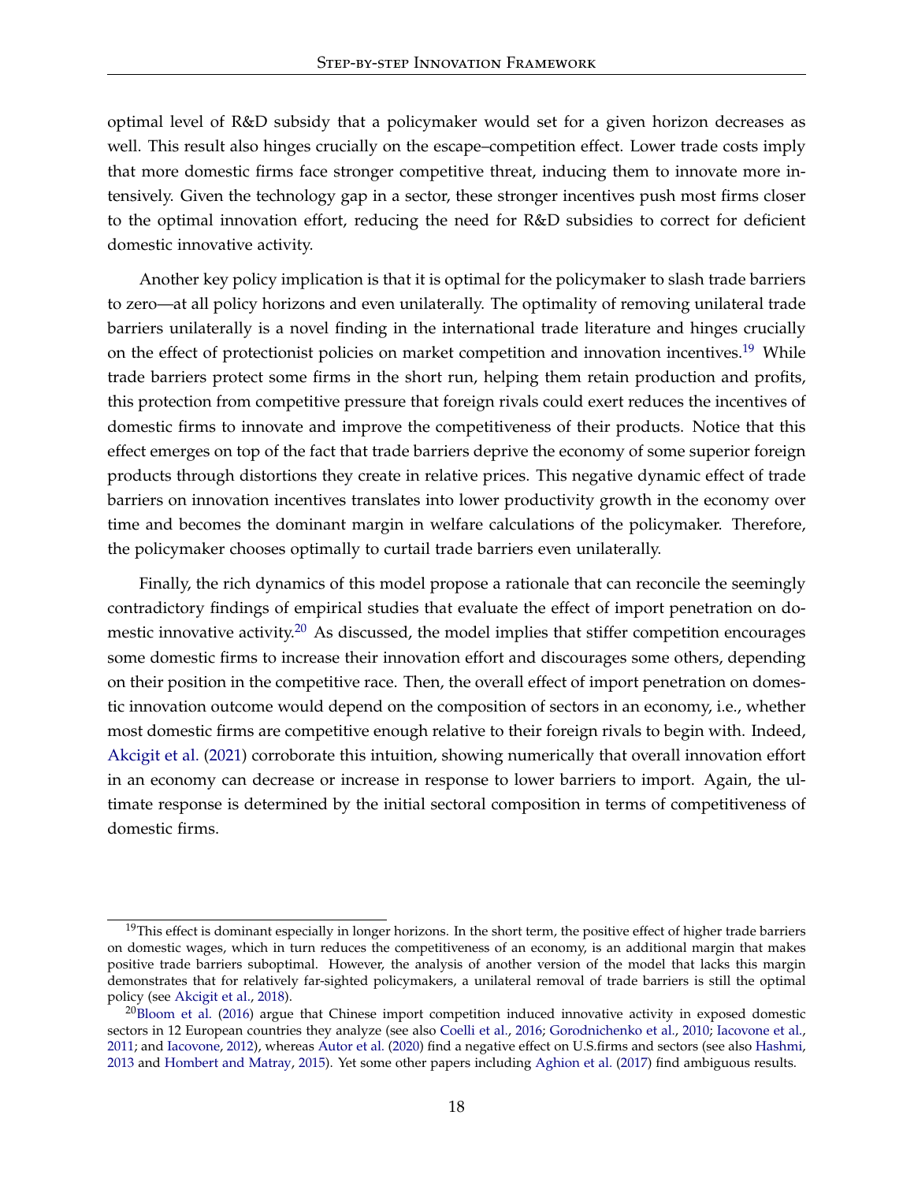optimal level of R&D subsidy that a policymaker would set for a given horizon decreases as well. This result also hinges crucially on the escape–competition effect. Lower trade costs imply that more domestic firms face stronger competitive threat, inducing them to innovate more intensively. Given the technology gap in a sector, these stronger incentives push most firms closer to the optimal innovation effort, reducing the need for R&D subsidies to correct for deficient domestic innovative activity.

Another key policy implication is that it is optimal for the policymaker to slash trade barriers to zero—at all policy horizons and even unilaterally. The optimality of removing unilateral trade barriers unilaterally is a novel finding in the international trade literature and hinges crucially on the effect of protectionist policies on market competition and innovation incentives.[19] While trade barriers protect some firms in the short run, helping them retain production and profits, this protection from competitive pressure that foreign rivals could exert reduces the incentives of domestic firms to innovate and improve the competitiveness of their products. Notice that this effect emerges on top of the fact that trade barriers deprive the economy of some superior foreign products through distortions they create in relative prices. This negative dynamic effect of trade barriers on innovation incentives translates into lower productivity growth in the economy over time and becomes the dominant margin in welfare calculations of the policymaker. Therefore, the policymaker chooses optimally to curtail trade barriers even unilaterally.

Finally, the rich dynamics of this model propose a rationale that can reconcile the seemingly contradictory findings of empirical studies that evaluate the effect of import penetration on domestic innovative activity.[20] As discussed, the model implies that stiffer competition encourages some domestic firms to increase their innovation effort and discourages some others, depending on their position in the competitive race. Then, the overall effect of import penetration on domestic innovation outcome would depend on the composition of sectors in an economy, i.e., whether most domestic firms are competitive enough relative to their foreign rivals to begin with. Indeed, Akcigit et al. (2021) corroborate this intuition, showing numerically that overall innovation effort in an economy can decrease or increase in response to lower barriers to import. Again, the ultimate response is determined by the initial sectoral composition in terms of competitiveness of domestic firms.

---

[19] This effect is dominant especially in longer horizons. In the short term, the positive effect of higher trade barriers on domestic wages, which in turn reduces the competitiveness of an economy, is an additional margin that makes positive trade barriers suboptimal. However, the analysis of another version of the model that lacks this margin demonstrates that for relatively far-sighted policymakers, a unilateral removal of trade barriers is still the optimal policy (see Akcigit et al., 2018).

[20] Bloom et al. (2016) argue that Chinese import competition induced innovative activity in exposed domestic sectors in 12 European countries they analyze (see also Coelli et al., 2016; Gorodnichenko et al., 2010; Iacovone et al., 2011; and Iacovone, 2012), whereas Autor et al. (2020) find a negative effect on U.S.firms and sectors (see also Hashmi, 2013 and Hombert and Matray, 2015). Yet some other papers including Aghion et al. (2017) find ambiguous results.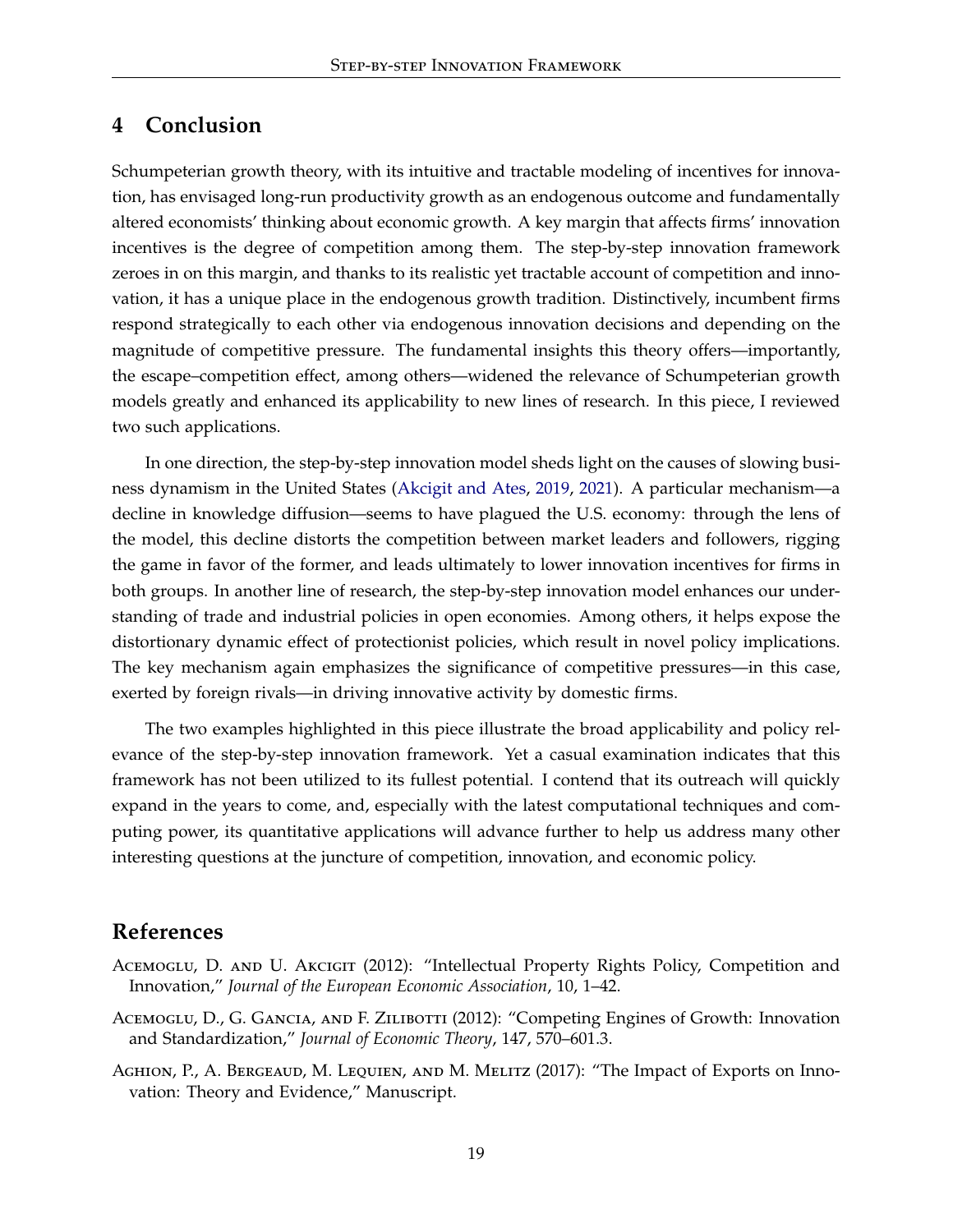## 4 Conclusion

Schumpeterian growth theory, with its intuitive and tractable modeling of incentives for innovation, has envisaged long-run productivity growth as an endogenous outcome and fundamentally altered economists' thinking about economic growth. A key margin that affects firms' innovation incentives is the degree of competition among them. The step-by-step innovation framework zeroes in on this margin, and thanks to its realistic yet tractable account of competition and innovation, it has a unique place in the endogenous growth tradition. Distinctively, incumbent firms respond strategically to each other via endogenous innovation decisions and depending on the magnitude of competitive pressure. The fundamental insights this theory offers—importantly, the escape–competition effect, among others—widened the relevance of Schumpeterian growth models greatly and enhanced its applicability to new lines of research. In this piece, I reviewed two such applications.

In one direction, the step-by-step innovation model sheds light on the causes of slowing business dynamism in the United States (Akcigit and Ates, 2019, 2021). A particular mechanism—a decline in knowledge diffusion—seems to have plagued the U.S. economy: through the lens of the model, this decline distorts the competition between market leaders and followers, rigging the game in favor of the former, and leads ultimately to lower innovation incentives for firms in both groups. In another line of research, the step-by-step innovation model enhances our understanding of trade and industrial policies in open economies. Among others, it helps expose the distortionary dynamic effect of protectionist policies, which result in novel policy implications. The key mechanism again emphasizes the significance of competitive pressures—in this case, exerted by foreign rivals—in driving innovative activity by domestic firms.

The two examples highlighted in this piece illustrate the broad applicability and policy relevance of the step-by-step innovation framework. Yet a casual examination indicates that this framework has not been utilized to its fullest potential. I contend that its outreach will quickly expand in the years to come, and, especially with the latest computational techniques and computing power, its quantitative applications will advance further to help us address many other interesting questions at the juncture of competition, innovation, and economic policy.

## References

Acemoglu, D. and U. Akcigit (2012): "Intellectual Property Rights Policy, Competition and Innovation," *Journal of the European Economic Association*, 10, 1–42.

Acemoglu, D., G. Gancia, and F. Zilibotti (2012): "Competing Engines of Growth: Innovation and Standardization," *Journal of Economic Theory*, 147, 570–601.3.

Aghion, P., A. Bergeaud, M. Lequien, and M. Melitz (2017): "The Impact of Exports on Innovation: Theory and Evidence," Manuscript.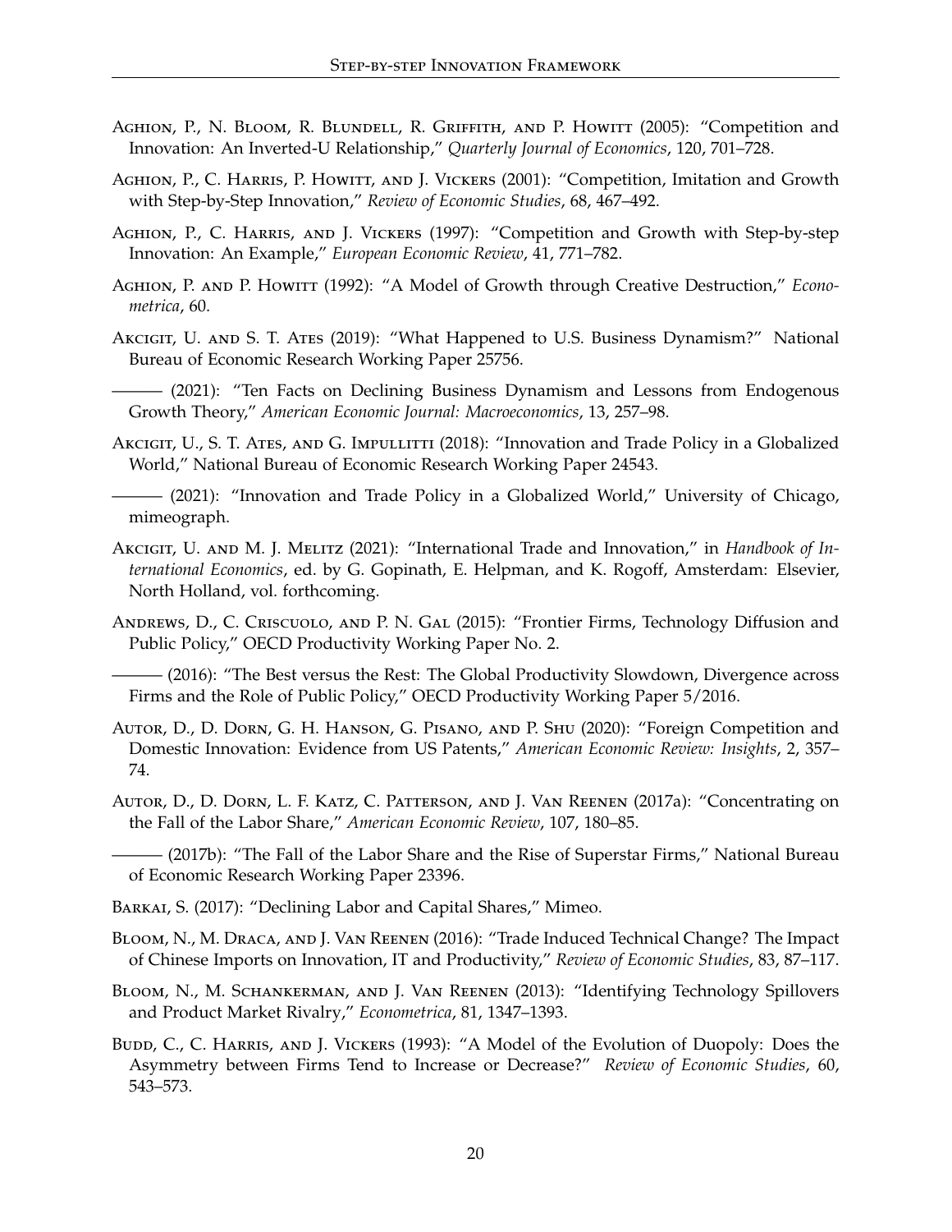Aghion, P., N. Bloom, R. Blundell, R. Griffith, and P. Howitt (2005): "Competition and Innovation: An Inverted-U Relationship," *Quarterly Journal of Economics*, 120, 701–728.

Aghion, P., C. Harris, P. Howitt, and J. Vickers (2001): "Competition, Imitation and Growth with Step-by-Step Innovation," *Review of Economic Studies*, 68, 467–492.

Aghion, P., C. Harris, and J. Vickers (1997): "Competition and Growth with Step-by-step Innovation: An Example," *European Economic Review*, 41, 771–782.

Aghion, P. and P. Howitt (1992): "A Model of Growth through Creative Destruction," *Econometrica*, 60.

Akcigit, U. and S. T. Ates (2019): "What Happened to U.S. Business Dynamism?" National Bureau of Economic Research Working Paper 25756.

——— (2021): "Ten Facts on Declining Business Dynamism and Lessons from Endogenous Growth Theory," *American Economic Journal: Macroeconomics*, 13, 257–98.

Akcigit, U., S. T. Ates, and G. Impullitti (2018): "Innovation and Trade Policy in a Globalized World," National Bureau of Economic Research Working Paper 24543.

——— (2021): "Innovation and Trade Policy in a Globalized World," University of Chicago, mimeograph.

Akcigit, U. and M. J. Melitz (2021): "International Trade and Innovation," in *Handbook of International Economics*, ed. by G. Gopinath, E. Helpman, and K. Rogoff, Amsterdam: Elsevier, North Holland, vol. forthcoming.

Andrews, D., C. Criscuolo, and P. N. Gal (2015): "Frontier Firms, Technology Diffusion and Public Policy," OECD Productivity Working Paper No. 2.

——— (2016): "The Best versus the Rest: The Global Productivity Slowdown, Divergence across Firms and the Role of Public Policy," OECD Productivity Working Paper 5/2016.

Autor, D., D. Dorn, G. H. Hanson, G. Pisano, and P. Shu (2020): "Foreign Competition and Domestic Innovation: Evidence from US Patents," *American Economic Review: Insights*, 2, 357–74.

Autor, D., D. Dorn, L. F. Katz, C. Patterson, and J. Van Reenen (2017a): "Concentrating on the Fall of the Labor Share," *American Economic Review*, 107, 180–85.

——— (2017b): "The Fall of the Labor Share and the Rise of Superstar Firms," National Bureau of Economic Research Working Paper 23396.

Barkai, S. (2017): "Declining Labor and Capital Shares," Mimeo.

Bloom, N., M. Draca, and J. Van Reenen (2016): "Trade Induced Technical Change? The Impact of Chinese Imports on Innovation, IT and Productivity," *Review of Economic Studies*, 83, 87–117.

Bloom, N., M. Schankerman, and J. Van Reenen (2013): "Identifying Technology Spillovers and Product Market Rivalry," *Econometrica*, 81, 1347–1393.

Budd, C., C. Harris, and J. Vickers (1993): "A Model of the Evolution of Duopoly: Does the Asymmetry between Firms Tend to Increase or Decrease?" *Review of Economic Studies*, 60, 543–573.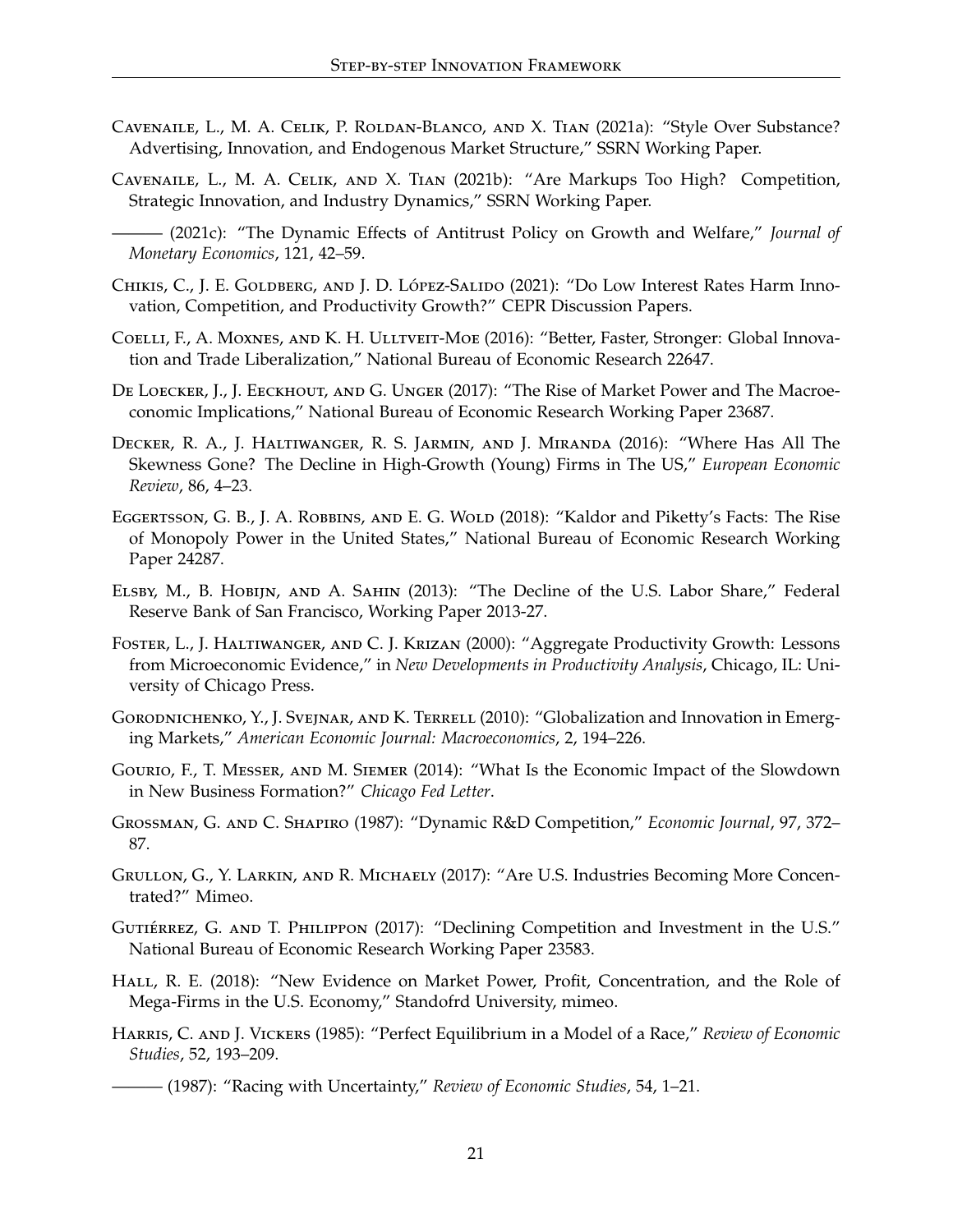Cavenaile, L., M. A. Celik, P. Roldan-Blanco, and X. Tian (2021a): "Style Over Substance? Advertising, Innovation, and Endogenous Market Structure," SSRN Working Paper.

Cavenaile, L., M. A. Celik, and X. Tian (2021b): "Are Markups Too High? Competition, Strategic Innovation, and Industry Dynamics," SSRN Working Paper.

——— (2021c): "The Dynamic Effects of Antitrust Policy on Growth and Welfare," *Journal of Monetary Economics*, 121, 42–59.

Chikis, C., J. E. Goldberg, and J. D. López-Salido (2021): "Do Low Interest Rates Harm Innovation, Competition, and Productivity Growth?" CEPR Discussion Papers.

Coelli, F., A. Moxnes, and K. H. Ulltveit-Moe (2016): "Better, Faster, Stronger: Global Innovation and Trade Liberalization," National Bureau of Economic Research 22647.

De Loecker, J., J. Eeckhout, and G. Unger (2017): "The Rise of Market Power and The Macroeconomic Implications," National Bureau of Economic Research Working Paper 23687.

Decker, R. A., J. Haltiwanger, R. S. Jarmin, and J. Miranda (2016): "Where Has All The Skewness Gone? The Decline in High-Growth (Young) Firms in The US," *European Economic Review*, 86, 4–23.

Eggertsson, G. B., J. A. Robbins, and E. G. Wold (2018): "Kaldor and Piketty's Facts: The Rise of Monopoly Power in the United States," National Bureau of Economic Research Working Paper 24287.

Elsby, M., B. Hobijn, and A. Sahin (2013): "The Decline of the U.S. Labor Share," Federal Reserve Bank of San Francisco, Working Paper 2013-27.

Foster, L., J. Haltiwanger, and C. J. Krizan (2000): "Aggregate Productivity Growth: Lessons from Microeconomic Evidence," in *New Developments in Productivity Analysis*, Chicago, IL: University of Chicago Press.

Gorodnichenko, Y., J. Svejnar, and K. Terrell (2010): "Globalization and Innovation in Emerging Markets," *American Economic Journal: Macroeconomics*, 2, 194–226.

Gourio, F., T. Messer, and M. Siemer (2014): "What Is the Economic Impact of the Slowdown in New Business Formation?" *Chicago Fed Letter*.

Grossman, G. and C. Shapiro (1987): "Dynamic R&D Competition," *Economic Journal*, 97, 372–87.

Grullon, G., Y. Larkin, and R. Michaely (2017): "Are U.S. Industries Becoming More Concentrated?" Mimeo.

Gutiérrez, G. and T. Philippon (2017): "Declining Competition and Investment in the U.S." National Bureau of Economic Research Working Paper 23583.

Hall, R. E. (2018): "New Evidence on Market Power, Profit, Concentration, and the Role of Mega-Firms in the U.S. Economy," Standofrd University, mimeo.

Harris, C. and J. Vickers (1985): "Perfect Equilibrium in a Model of a Race," *Review of Economic Studies*, 52, 193–209.

——— (1987): "Racing with Uncertainty," *Review of Economic Studies*, 54, 1–21.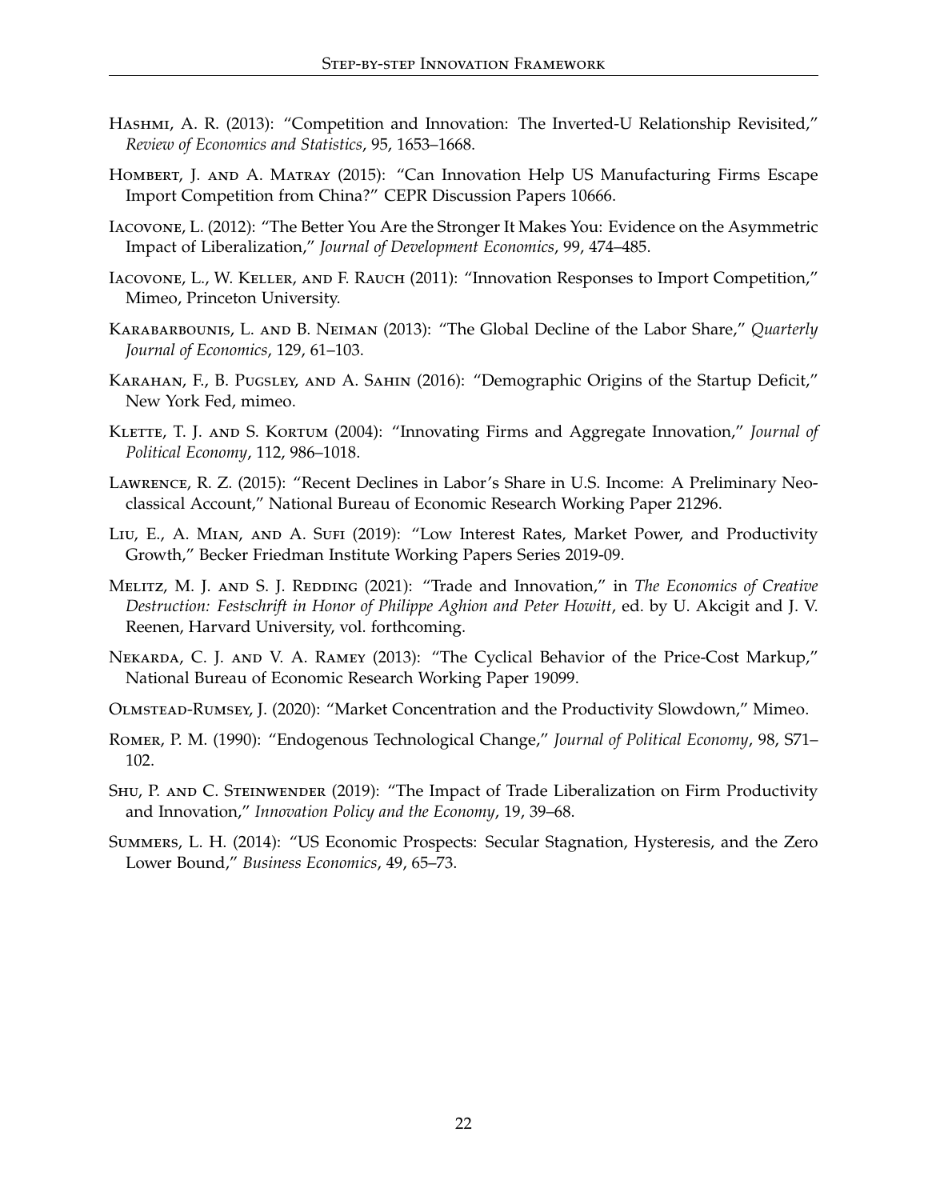Hashmi, A. R. (2013): "Competition and Innovation: The Inverted-U Relationship Revisited," *Review of Economics and Statistics*, 95, 1653–1668.

Hombert, J. and A. Matray (2015): "Can Innovation Help US Manufacturing Firms Escape Import Competition from China?" CEPR Discussion Papers 10666.

Iacovone, L. (2012): "The Better You Are the Stronger It Makes You: Evidence on the Asymmetric Impact of Liberalization," *Journal of Development Economics*, 99, 474–485.

Iacovone, L., W. Keller, and F. Rauch (2011): "Innovation Responses to Import Competition," Mimeo, Princeton University.

Karabarbounis, L. and B. Neiman (2013): "The Global Decline of the Labor Share," *Quarterly Journal of Economics*, 129, 61–103.

Karahan, F., B. Pugsley, and A. Sahin (2016): "Demographic Origins of the Startup Deficit," New York Fed, mimeo.

Klette, T. J. and S. Kortum (2004): "Innovating Firms and Aggregate Innovation," *Journal of Political Economy*, 112, 986–1018.

Lawrence, R. Z. (2015): "Recent Declines in Labor's Share in U.S. Income: A Preliminary Neoclassical Account," National Bureau of Economic Research Working Paper 21296.

Liu, E., A. Mian, and A. Sufi (2019): "Low Interest Rates, Market Power, and Productivity Growth," Becker Friedman Institute Working Papers Series 2019-09.

Melitz, M. J. and S. J. Redding (2021): "Trade and Innovation," in *The Economics of Creative Destruction: Festschrift in Honor of Philippe Aghion and Peter Howitt*, ed. by U. Akcigit and J. V. Reenen, Harvard University, vol. forthcoming.

Nekarda, C. J. and V. A. Ramey (2013): "The Cyclical Behavior of the Price-Cost Markup," National Bureau of Economic Research Working Paper 19099.

Olmstead-Rumsey, J. (2020): "Market Concentration and the Productivity Slowdown," Mimeo.

Romer, P. M. (1990): "Endogenous Technological Change," *Journal of Political Economy*, 98, S71–102.

Shu, P. and C. Steinwender (2019): "The Impact of Trade Liberalization on Firm Productivity and Innovation," *Innovation Policy and the Economy*, 19, 39–68.

Summers, L. H. (2014): "US Economic Prospects: Secular Stagnation, Hysteresis, and the Zero Lower Bound," *Business Economics*, 49, 65–73.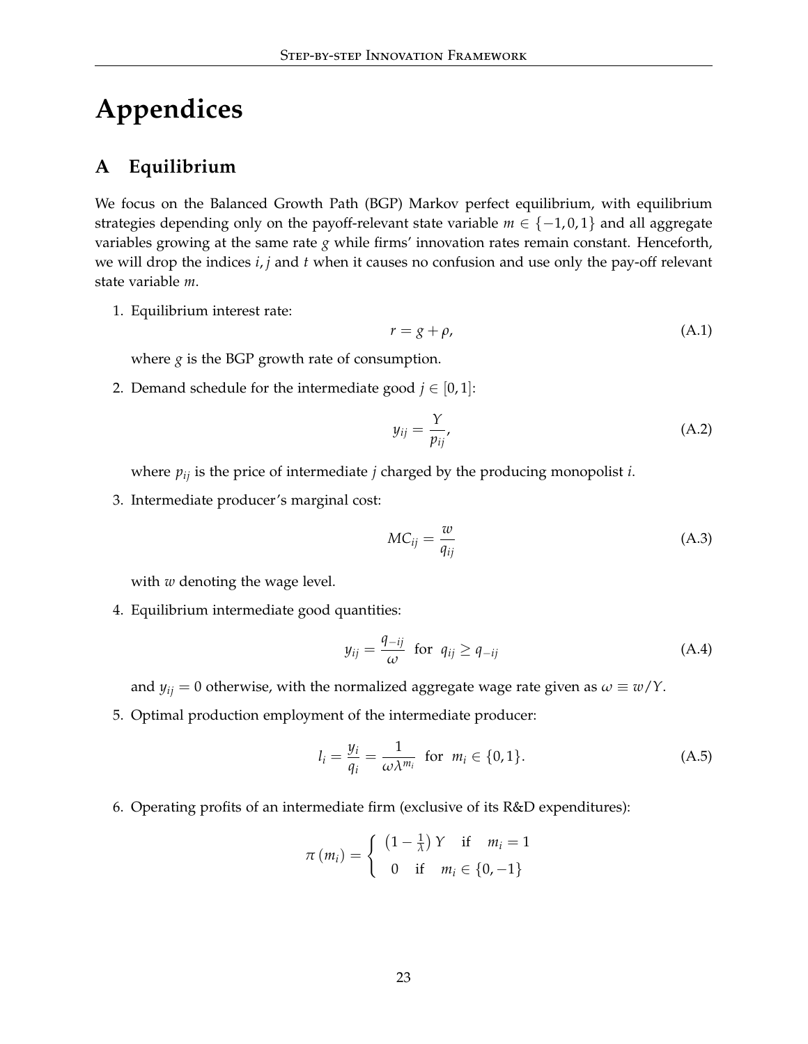# Appendices

## A Equilibrium

We focus on the Balanced Growth Path (BGP) Markov perfect equilibrium, with equilibrium strategies depending only on the payoff-relevant state variable $m \in \{-1, 0, 1\}$ and all aggregate variables growing at the same rate $g$ while firms' innovation rates remain constant. Henceforth, we will drop the indices $i, j$ and $t$ when it causes no confusion and use only the pay-off relevant state variable $m$.

1. Equilibrium interest rate:

$$r = g + \rho, \tag{A.1}$$

   where $g$ is the BGP growth rate of consumption.

2. Demand schedule for the intermediate good $j \in [0, 1]$:

$$y_{ij} = \frac{Y}{p_{ij}}, \tag{A.2}$$

   where $p_{ij}$ is the price of intermediate $j$ charged by the producing monopolist $i$.

3. Intermediate producer's marginal cost:

$$MC_{ij} = \frac{w}{q_{ij}} \tag{A.3}$$

   with $w$ denoting the wage level.

4. Equilibrium intermediate good quantities:

$$y_{ij} = \frac{q_{-ij}}{\omega} \quad \text{for} \quad q_{ij} \geq q_{-ij} \tag{A.4}$$

   and $y_{ij} = 0$ otherwise, with the normalized aggregate wage rate given as $\omega \equiv w/Y$.

5. Optimal production employment of the intermediate producer:

$$l_i = \frac{y_i}{q_i} = \frac{1}{\omega \lambda^{m_i}} \quad \text{for} \quad m_i \in \{0, 1\}. \tag{A.5}$$

6. Operating profits of an intermediate firm (exclusive of its R&D expenditures):

$$\pi(m_i) = \begin{cases} \left(1 - \frac{1}{\lambda}\right) Y & \text{if} \quad m_i = 1 \\ 0 & \text{if} \quad m_i \in \{0, -1\} \end{cases}$$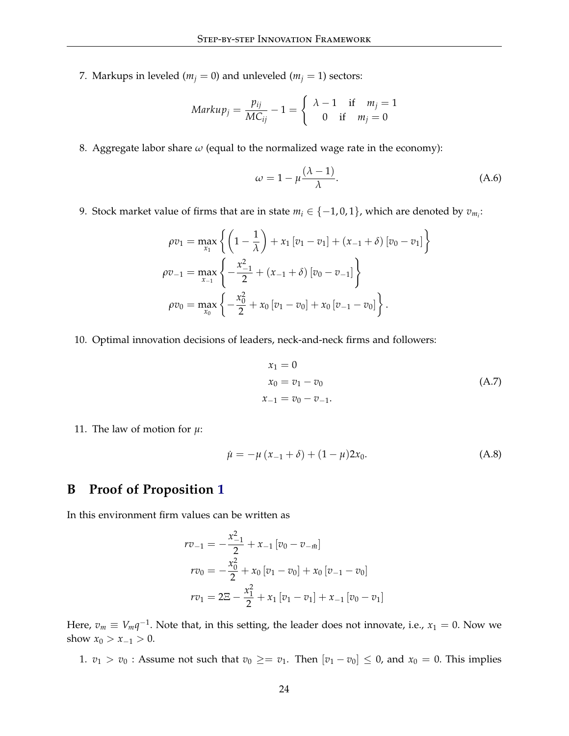7. Markups in leveled ($m_j = 0$) and unleveled ($m_j = 1$) sectors:

$$
Markup_j = \frac{p_{ij}}{MC_{ij}} - 1 = \begin{cases} \lambda - 1 & \text{if} \quad m_j = 1 \\ 0 & \text{if} \quad m_j = 0 \end{cases}
$$

8. Aggregate labor share $\omega$ (equal to the normalized wage rate in the economy):

$$
\omega = 1 - \mu \frac{(\lambda - 1)}{\lambda}. \tag{A.6}
$$

9. Stock market value of firms that are in state $m_i \in \{-1, 0, 1\}$, which are denoted by $v_{m_i}$:

$$
\begin{aligned}
\rho v_1 &= \max_{x_1} \left\{ \left(1 - \frac{1}{\lambda}\right) + x_1 [v_1 - v_1] + (x_{-1} + \delta) [v_0 - v_1] \right\} \\
\rho v_{-1} &= \max_{x_{-1}} \left\{ -\frac{x_{-1}^2}{2} + (x_{-1} + \delta) [v_0 - v_{-1}] \right\} \\
\rho v_0 &= \max_{x_0} \left\{ -\frac{x_0^2}{2} + x_0 [v_1 - v_0] + x_0 [v_{-1} - v_0] \right\}.
\end{aligned}
$$

10. Optimal innovation decisions of leaders, neck-and-neck firms and followers:

$$
\begin{aligned}
x_1 &= 0 \\
x_0 &= v_1 - v_0 \\
x_{-1} &= v_0 - v_{-1}.
\end{aligned} \tag{A.7}
$$

11. The law of motion for $\mu$:

$$
\dot{\mu} = -\mu (x_{-1} + \delta) + (1 - \mu) 2x_0. \tag{A.8}
$$

# B Proof of Proposition 1

In this environment firm values can be written as

$$
\begin{aligned}
rv_{-1} &= -\frac{x_{-1}^2}{2} + x_{-1} [v_0 - v_{-\bar{m}}] \\
rv_0 &= -\frac{x_0^2}{2} + x_0 [v_1 - v_0] + x_0 [v_{-1} - v_0] \\
rv_1 &= 2\Xi - \frac{x_1^2}{2} + x_1 [v_1 - v_1] + x_{-1} [v_0 - v_1]
\end{aligned}
$$

Here, $v_m \equiv V_m q^{-1}$. Note that, in this setting, the leader does not innovate, i.e., $x_1 = 0$. Now we show $x_0 > x_{-1} > 0$.

1. $v_1 > v_0$ : Assume not such that $v_0 \geq= v_1$. Then $[v_1 - v_0] \leq 0$, and $x_0 = 0$. This implies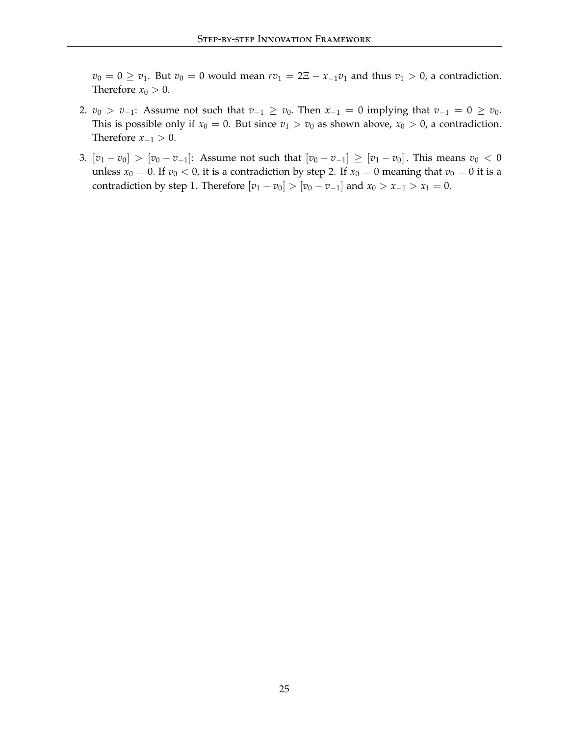$v_0 = 0 \geq v_1$. But $v_0 = 0$ would mean $rv_1 = 2\Xi - x_{-1}v_1$ and thus $v_1 > 0$, a contradiction. Therefore $x_0 > 0$.

2. $v_0 > v_{-1}$: Assume not such that $v_{-1} \geq v_0$. Then $x_{-1} = 0$ implying that $v_{-1} = 0 \geq v_0$. This is possible only if $x_0 = 0$. But since $v_1 > v_0$ as shown above, $x_0 > 0$, a contradiction. Therefore $x_{-1} > 0$.

3. $[v_1 - v_0] > [v_0 - v_{-1}]$: Assume not such that $[v_0 - v_{-1}] \geq [v_1 - v_0]$. This means $v_0 < 0$ unless $x_0 = 0$. If $v_0 < 0$, it is a contradiction by step 2. If $x_0 = 0$ meaning that $v_0 = 0$ it is a contradiction by step 1. Therefore $[v_1 - v_0] > [v_0 - v_{-1}]$ and $x_0 > x_{-1} > x_1 = 0$.